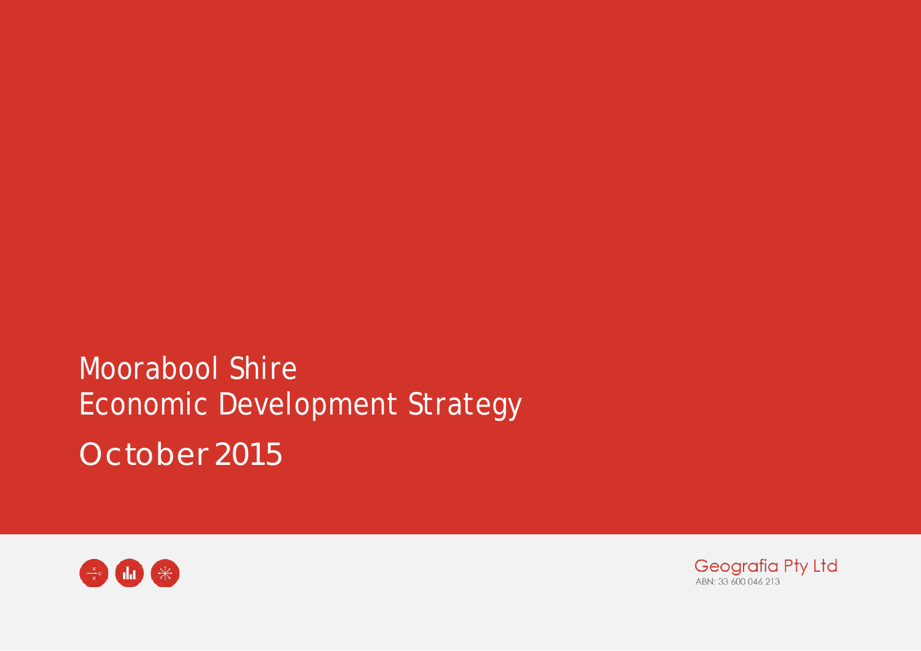# Moorabool Shire Economic Development Strategy

October 2015

Geografia Pty Ltd
ABN: 33 600 046 213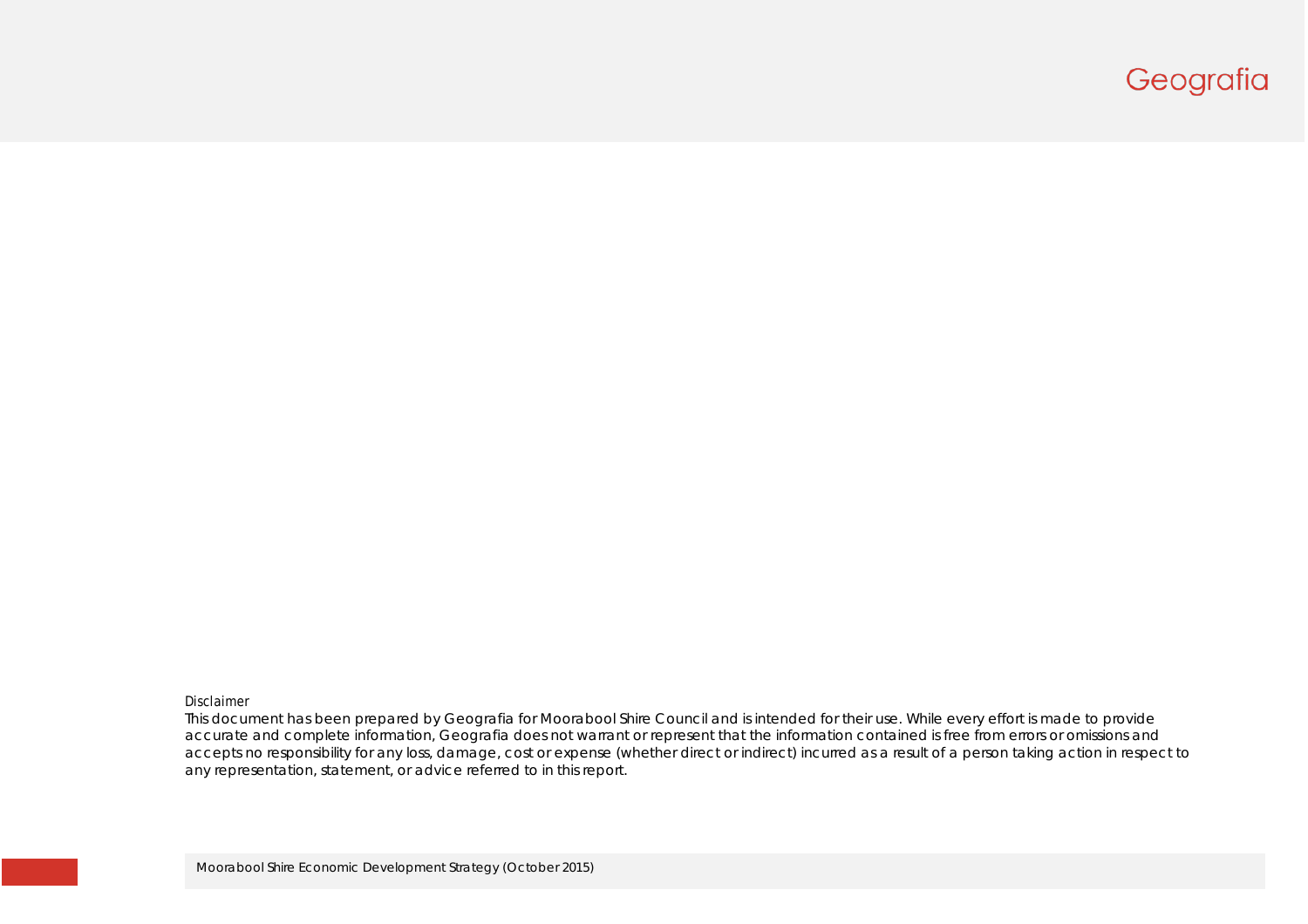Disclaimer

This document has been prepared by Geografia for Moorabool Shire Council and is intended for their use. While every effort is made to provide accurate and complete information, Geografia does not warrant or represent that the information contained is free from errors or omissions and accepts no responsibility for any loss, damage, cost or expense (whether direct or indirect) incurred as a result of a person taking action in respect to any representation, statement, or advice referred to in this report.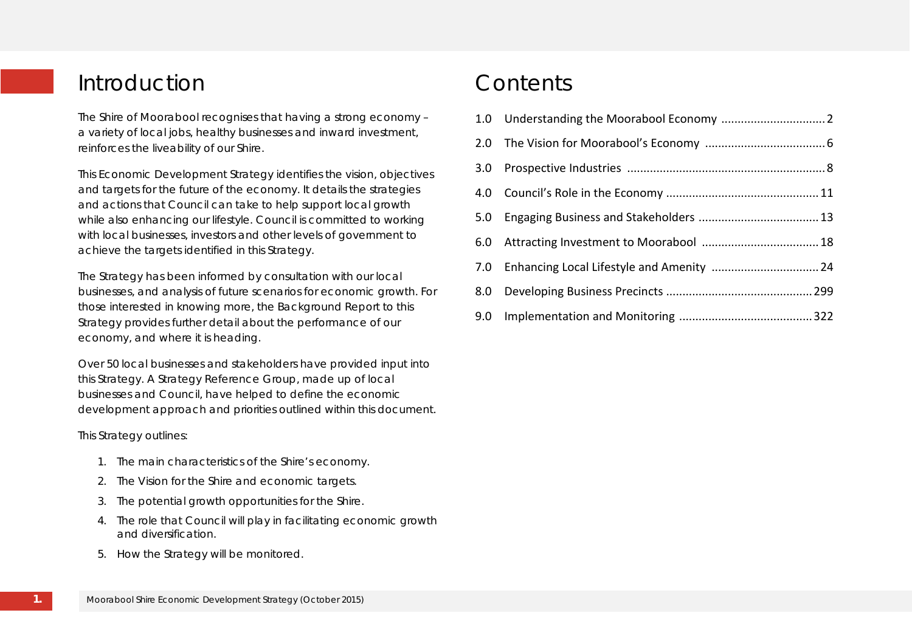# Introduction

The Shire of Moorabool recognises that having a strong economy – a variety of local jobs, healthy businesses and inward investment, reinforces the liveability of our Shire.

This Economic Development Strategy identifies the vision, objectives and targets for the future of the economy. It details the strategies and actions that Council can take to help support local growth while also enhancing our lifestyle. Council is committed to working with local businesses, investors and other levels of government to achieve the targets identified in this Strategy.

The Strategy has been informed by consultation with our local businesses, and analysis of future scenarios for economic growth. For those interested in knowing more, the Background Report to this Strategy provides further detail about the performance of our economy, and where it is heading.

Over 50 local businesses and stakeholders have provided input into this Strategy. A Strategy Reference Group, made up of local businesses and Council, have helped to define the economic development approach and priorities outlined within this document.

This Strategy outlines:

1. The main characteristics of the Shire's economy.
2. The Vision for the Shire and economic targets.
3. The potential growth opportunities for the Shire.
4. The role that Council will play in facilitating economic growth and diversification.
5. How the Strategy will be monitored.

# Contents

1.0 Understanding the Moorabool Economy ................................ 2

2.0 The Vision for Moorabool's Economy .................................... 6

3.0 Prospective Industries ............................................................ 8

4.0 Council's Role in the Economy .............................................. 11

5.0 Engaging Business and Stakeholders .................................... 13

6.0 Attracting Investment to Moorabool ................................... 18

7.0 Enhancing Local Lifestyle and Amenity ................................. 24

8.0 Developing Business Precincts ............................................ 299

9.0 Implementation and Monitoring ........................................ 322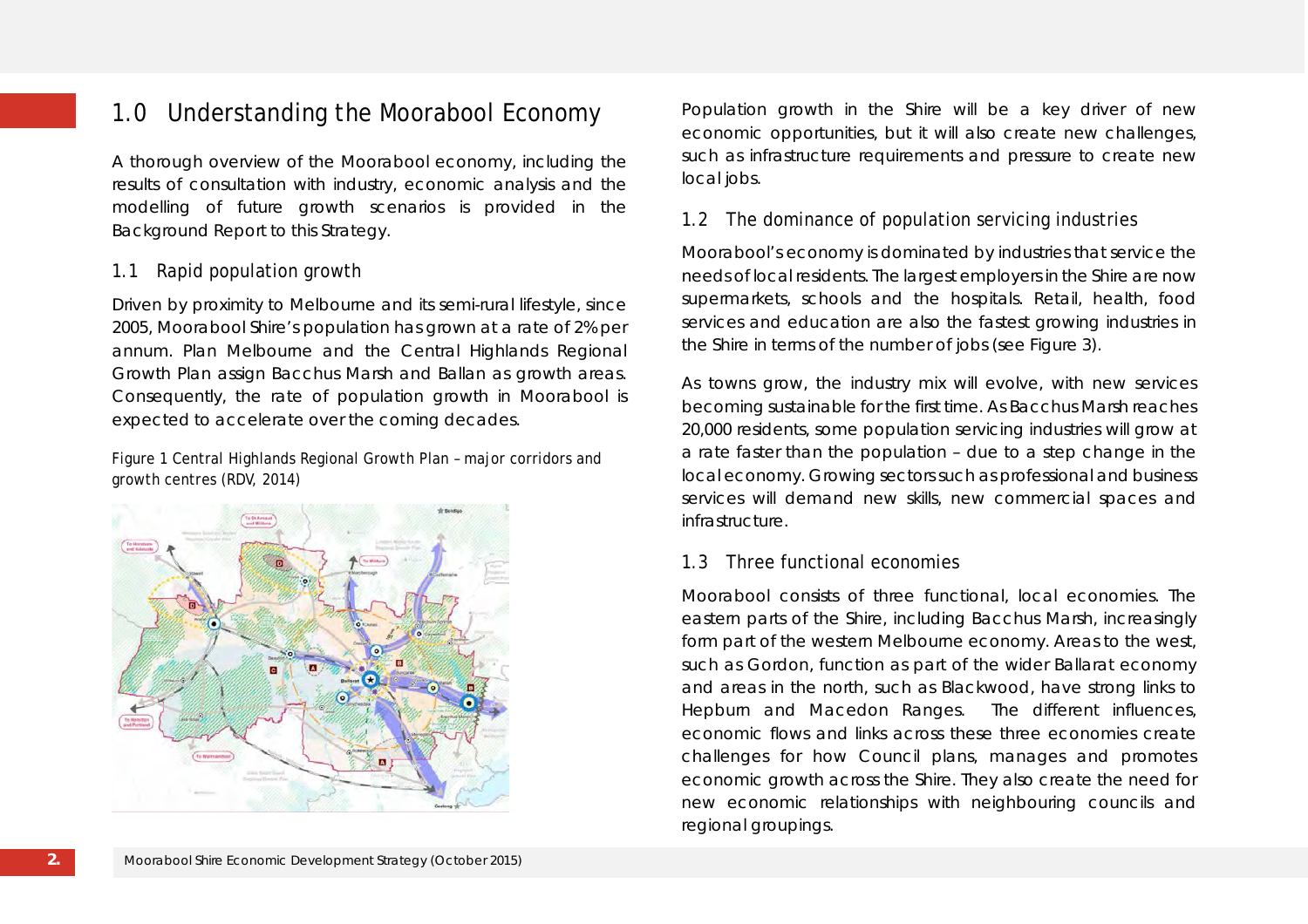# 1.0 Understanding the Moorabool Economy

A thorough overview of the Moorabool economy, including the results of consultation with industry, economic analysis and the modelling of future growth scenarios is provided in the Background Report to this Strategy.

## 1.1 Rapid population growth

Driven by proximity to Melbourne and its semi-rural lifestyle, since 2005, Moorabool Shire's population has grown at a rate of 2% per annum. Plan Melbourne and the Central Highlands Regional Growth Plan assign Bacchus Marsh and Ballan as growth areas. Consequently, the rate of population growth in Moorabool is expected to accelerate over the coming decades.

*Figure 1 Central Highlands Regional Growth Plan – major corridors and growth centres (RDV, 2014)*

Population growth in the Shire will be a key driver of new economic opportunities, but it will also create new challenges, such as infrastructure requirements and pressure to create new local jobs.

## 1.2 The dominance of population servicing industries

Moorabool's economy is dominated by industries that service the needs of local residents. The largest employers in the Shire are now supermarkets, schools and the hospitals. Retail, health, food services and education are also the fastest growing industries in the Shire in terms of the number of jobs (see Figure 3).

As towns grow, the industry mix will evolve, with new services becoming sustainable for the first time. As Bacchus Marsh reaches 20,000 residents, some population servicing industries will grow at a rate faster than the population – due to a step change in the local economy. Growing sectors such as professional and business services will demand new skills, new commercial spaces and infrastructure.

## 1.3 Three functional economies

Moorabool consists of three functional, local economies. The eastern parts of the Shire, including Bacchus Marsh, increasingly form part of the western Melbourne economy. Areas to the west, such as Gordon, function as part of the wider Ballarat economy and areas in the north, such as Blackwood, have strong links to Hepburn and Macedon Ranges. The different influences, economic flows and links across these three economies create challenges for how Council plans, manages and promotes economic growth across the Shire. They also create the need for new economic relationships with neighbouring councils and regional groupings.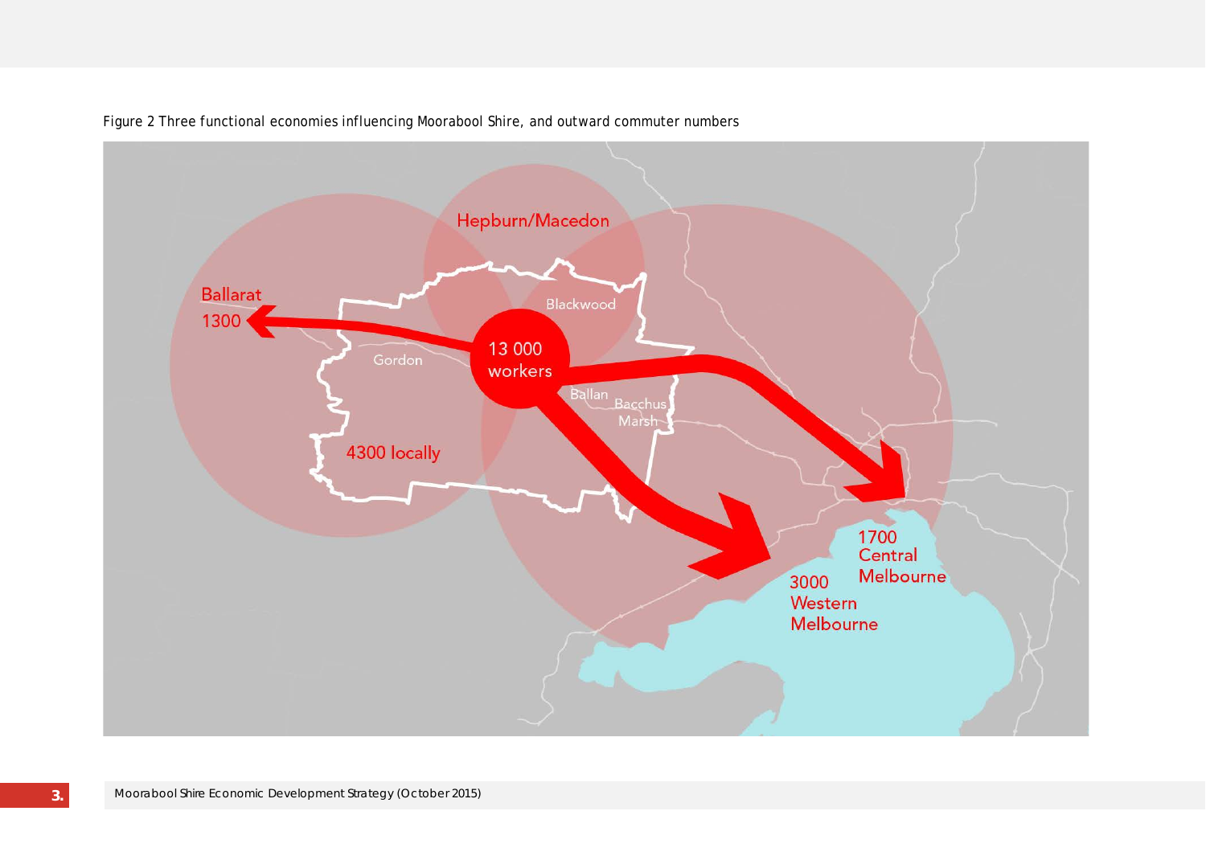Figure 2 Three functional economies influencing Moorabool Shire, and outward commuter numbers

Hepburn/Macedon

Ballarat 1300

Blackwood

Gordon

13 000 workers

Ballan

Bacchus Marsh

4300 locally

1700 Central Melbourne

3000 Western Melbourne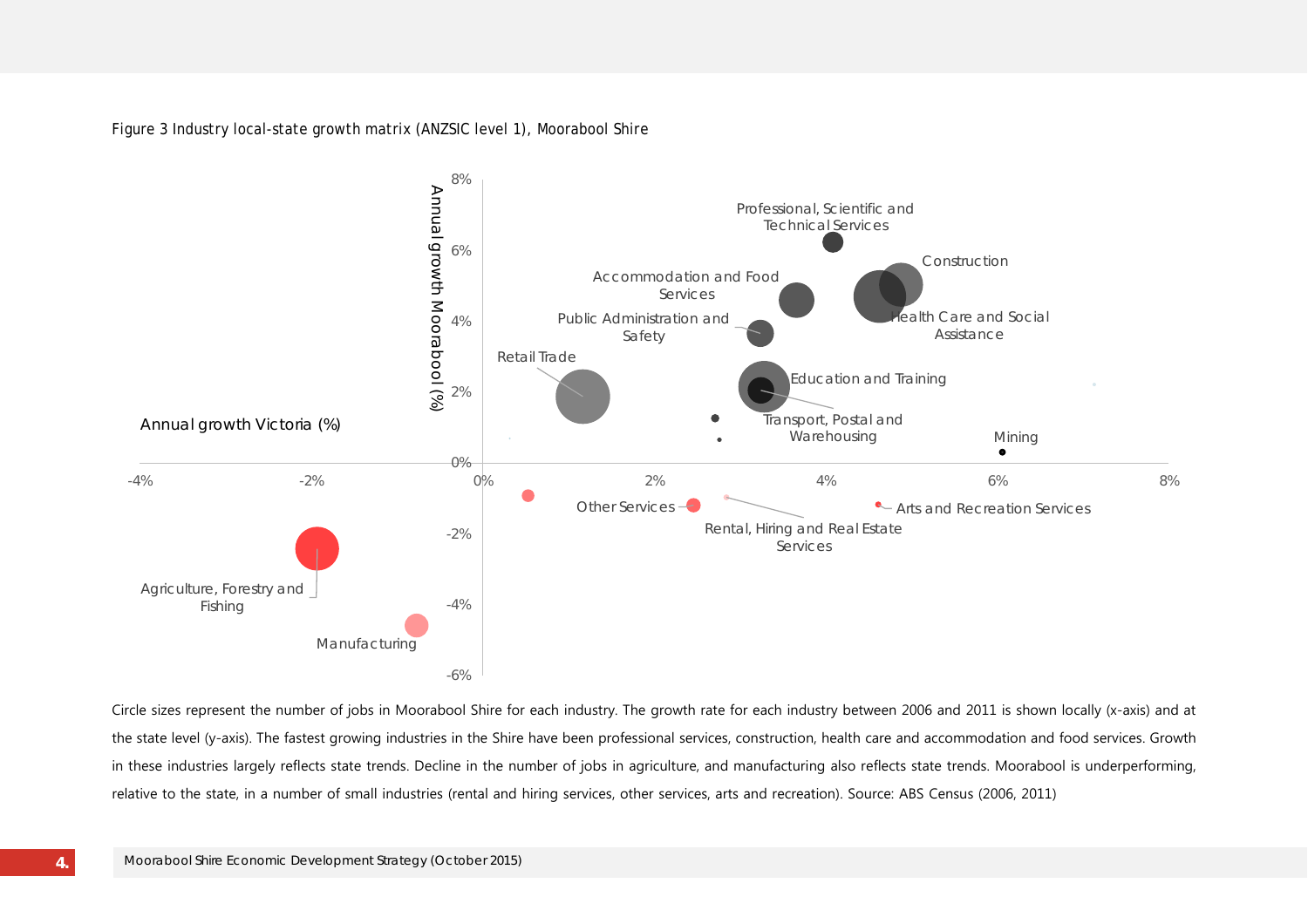Figure 3 Industry local-state growth matrix (ANZSIC level 1), Moorabool Shire

Circle sizes represent the number of jobs in Moorabool Shire for each industry. The growth rate for each industry between 2006 and 2011 is shown locally (x-axis) and at the state level (y-axis). The fastest growing industries in the Shire have been professional services, construction, health care and accommodation and food services. Growth in these industries largely reflects state trends. Decline in the number of jobs in agriculture, and manufacturing also reflects state trends. Moorabool is underperforming, relative to the state, in a number of small industries (rental and hiring services, other services, arts and recreation). Source: ABS Census (2006, 2011)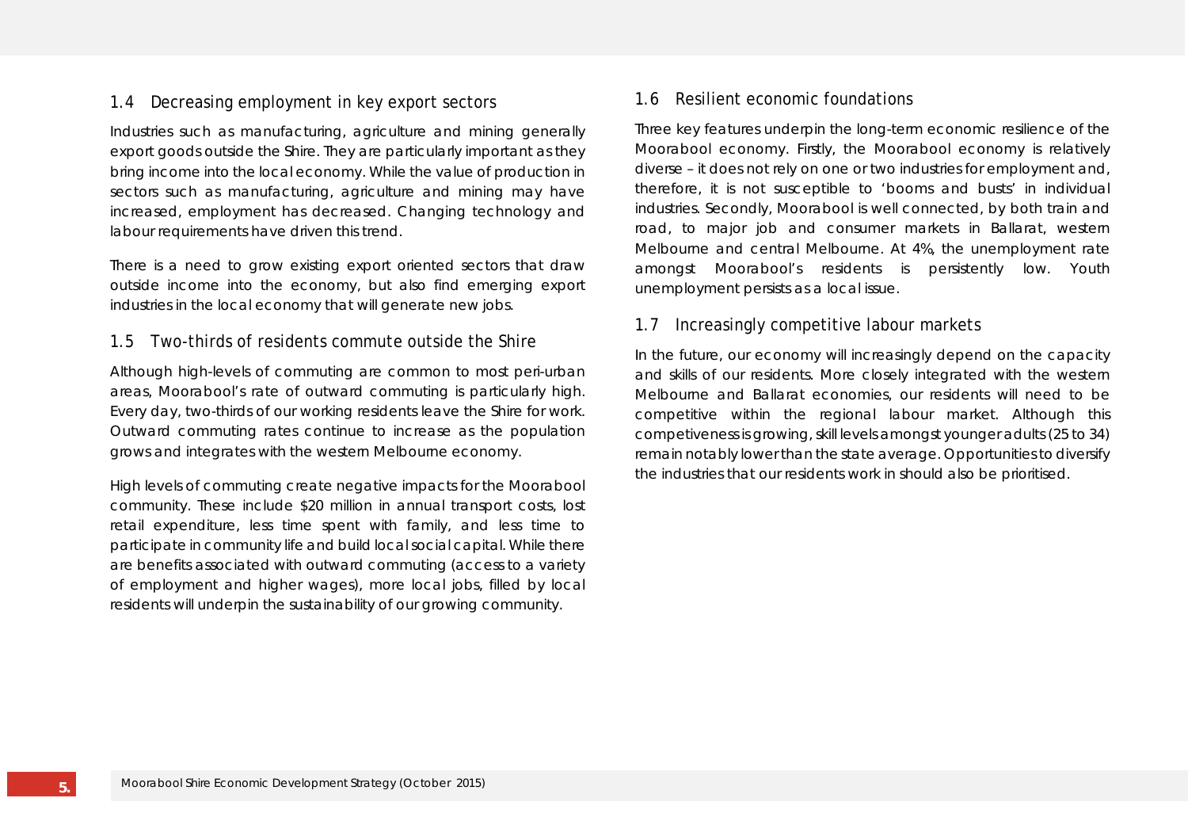## 1.4 Decreasing employment in key export sectors

Industries such as manufacturing, agriculture and mining generally export goods outside the Shire. They are particularly important as they bring income into the local economy. While the value of production in sectors such as manufacturing, agriculture and mining may have increased, employment has decreased. Changing technology and labour requirements have driven this trend.

There is a need to grow existing export oriented sectors that draw outside income into the economy, but also find emerging export industries in the local economy that will generate new jobs.

## 1.5 Two-thirds of residents commute outside the Shire

Although high-levels of commuting are common to most peri-urban areas, Moorabool's rate of outward commuting is particularly high. Every day, two-thirds of our working residents leave the Shire for work. Outward commuting rates continue to increase as the population grows and integrates with the western Melbourne economy.

High levels of commuting create negative impacts for the Moorabool community. These include $20 million in annual transport costs, lost retail expenditure, less time spent with family, and less time to participate in community life and build local social capital. While there are benefits associated with outward commuting (access to a variety of employment and higher wages), more local jobs, filled by local residents will underpin the sustainability of our growing community.

## 1.6 Resilient economic foundations

Three key features underpin the long-term economic resilience of the Moorabool economy. Firstly, the Moorabool economy is relatively diverse – it does not rely on one or two industries for employment and, therefore, it is not susceptible to 'booms and busts' in individual industries. Secondly, Moorabool is well connected, by both train and road, to major job and consumer markets in Ballarat, western Melbourne and central Melbourne. At 4%, the unemployment rate amongst Moorabool's residents is persistently low. Youth unemployment persists as a local issue.

## 1.7 Increasingly competitive labour markets

In the future, our economy will increasingly depend on the capacity and skills of our residents. More closely integrated with the western Melbourne and Ballarat economies, our residents will need to be competitive within the regional labour market. Although this competiveness is growing, skill levels amongst younger adults (25 to 34) remain notably lower than the state average. Opportunities to diversify the industries that our residents work in should also be prioritised.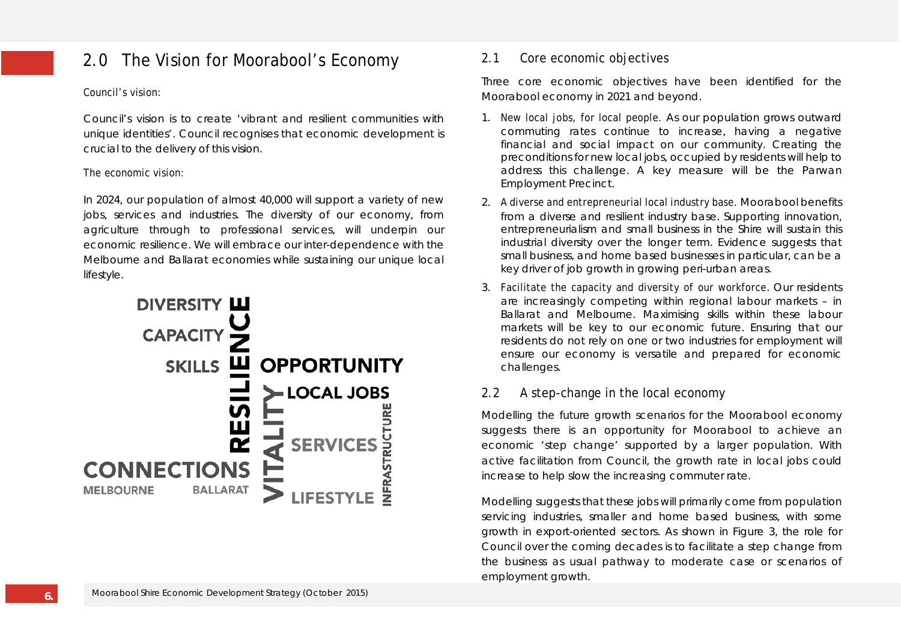## 2.0 The Vision for Moorabool's Economy

Council's vision:

Council's vision is to create 'vibrant and resilient communities with unique identities'. Council recognises that economic development is crucial to the delivery of this vision.

The economic vision:

In 2024, our population of almost 40,000 will support a variety of new jobs, services and industries. The diversity of our economy, from agriculture through to professional services, will underpin our economic resilience. We will embrace our inter-dependence with the Melbourne and Ballarat economies while sustaining our unique local lifestyle.

DIVERSITY
CAPACITY
SKILLS
RESILIENCE
OPPORTUNITY
LOCAL JOBS
VITALITY
SERVICES
INFRASTRUCTURE
CONNECTIONS
MELBOURNE
BALLARAT
LIFESTYLE

### 2.1 Core economic objectives

Three core economic objectives have been identified for the Moorabool economy in 2021 and beyond.

1. New local jobs, for local people. As our population grows outward commuting rates continue to increase, having a negative financial and social impact on our community. Creating the preconditions for new local jobs, occupied by residents will help to address this challenge. A key measure will be the Parwan Employment Precinct.
2. A diverse and entrepreneurial local industry base. Moorabool benefits from a diverse and resilient industry base. Supporting innovation, entrepreneurialism and small business in the Shire will sustain this industrial diversity over the longer term. Evidence suggests that small business, and home based businesses in particular, can be a key driver of job growth in growing peri-urban areas.
3. Facilitate the capacity and diversity of our workforce. Our residents are increasingly competing within regional labour markets – in Ballarat and Melbourne. Maximising skills within these labour markets will be key to our economic future. Ensuring that our residents do not rely on one or two industries for employment will ensure our economy is versatile and prepared for economic challenges.

### 2.2 A step-change in the local economy

Modelling the future growth scenarios for the Moorabool economy suggests there is an opportunity for Moorabool to achieve an economic 'step change' supported by a larger population. With active facilitation from Council, the growth rate in local jobs could increase to help slow the increasing commuter rate.

Modelling suggests that these jobs will primarily come from population servicing industries, smaller and home based business, with some growth in export-oriented sectors. As shown in Figure 3, the role for Council over the coming decades is to facilitate a step change from the business as usual pathway to moderate case or scenarios of employment growth.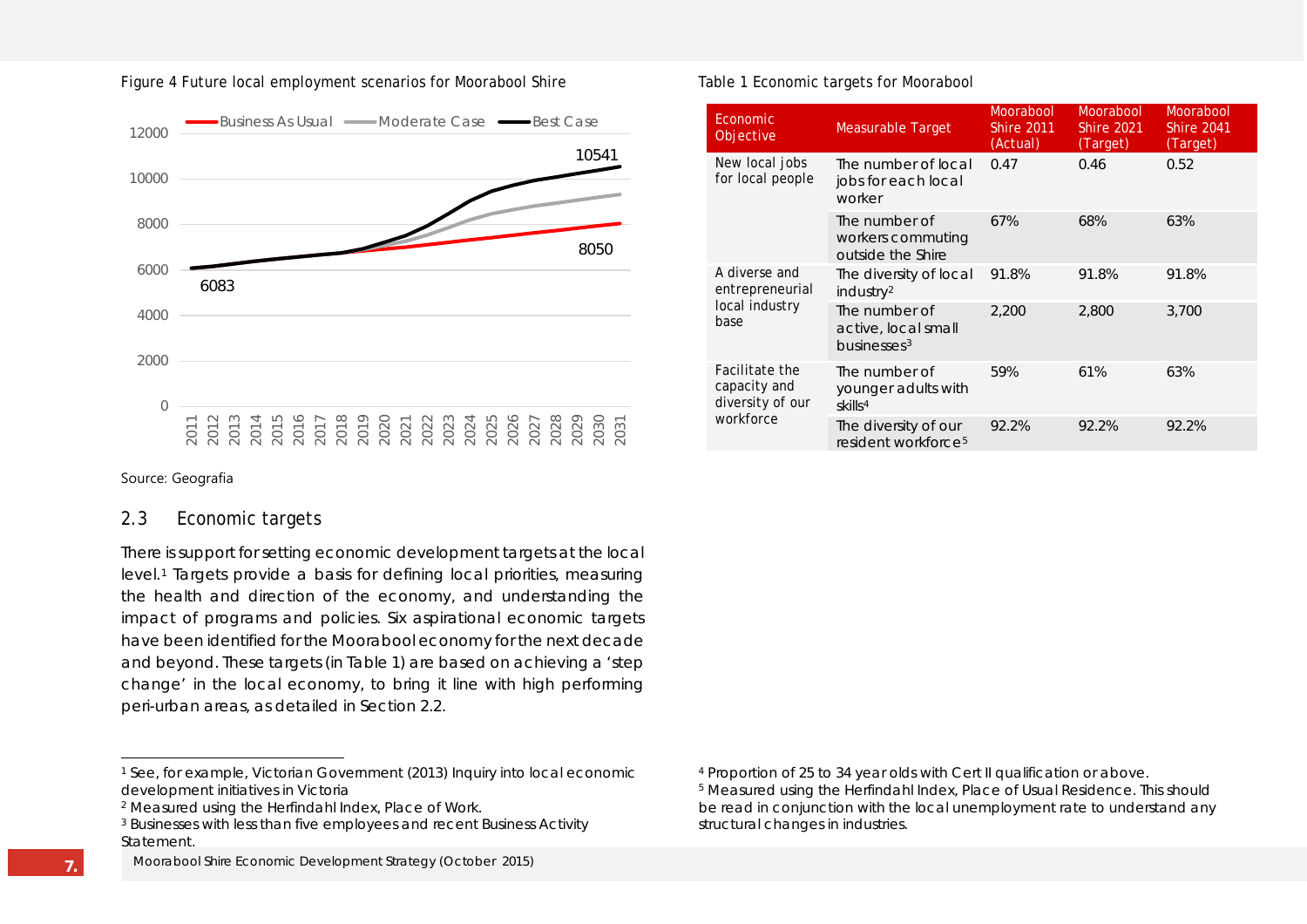Figure 4 Future local employment scenarios for Moorabool Shire

Source: Geografia

## 2.3 Economic targets

There is support for setting economic development targets at the local level.[1] Targets provide a basis for defining local priorities, measuring the health and direction of the economy, and understanding the impact of programs and policies. Six aspirational economic targets have been identified for the Moorabool economy for the next decade and beyond. These targets (in Table 1) are based on achieving a 'step change' in the local economy, to bring it line with high performing peri-urban areas, as detailed in Section 2.2.

Table 1 Economic targets for Moorabool

| Economic Objective | Measurable Target | Moorabool Shire 2011 (Actual) | Moorabool Shire 2021 (Target) | Moorabool Shire 2041 (Target) |
|---|---|---|---|---|
| New local jobs for local people | The number of local jobs for each local worker | 0.47 | 0.46 | 0.52 |
| | The number of workers commuting outside the Shire | 67% | 68% | 63% |
| A diverse and entrepreneurial local industry base | The diversity of local industry[2] | 91.8% | 91.8% | 91.8% |
| | The number of active, local small businesses[3] | 2,200 | 2,800 | 3,700 |
| Facilitate the capacity and diversity of our workforce | The number of younger adults with skills[4] | 59% | 61% | 63% |
| | The diversity of our resident workforce[5] | 92.2% | 92.2% | 92.2% |

[1] See, for example, Victorian Government (2013) Inquiry into local economic development initiatives in Victoria

[2] Measured using the Herfindahl Index, Place of Work.

[3] Businesses with less than five employees and recent Business Activity Statement.

[4] Proportion of 25 to 34 year olds with Cert II qualification or above.

[5] Measured using the Herfindahl Index, Place of Usual Residence. This should be read in conjunction with the local unemployment rate to understand any structural changes in industries.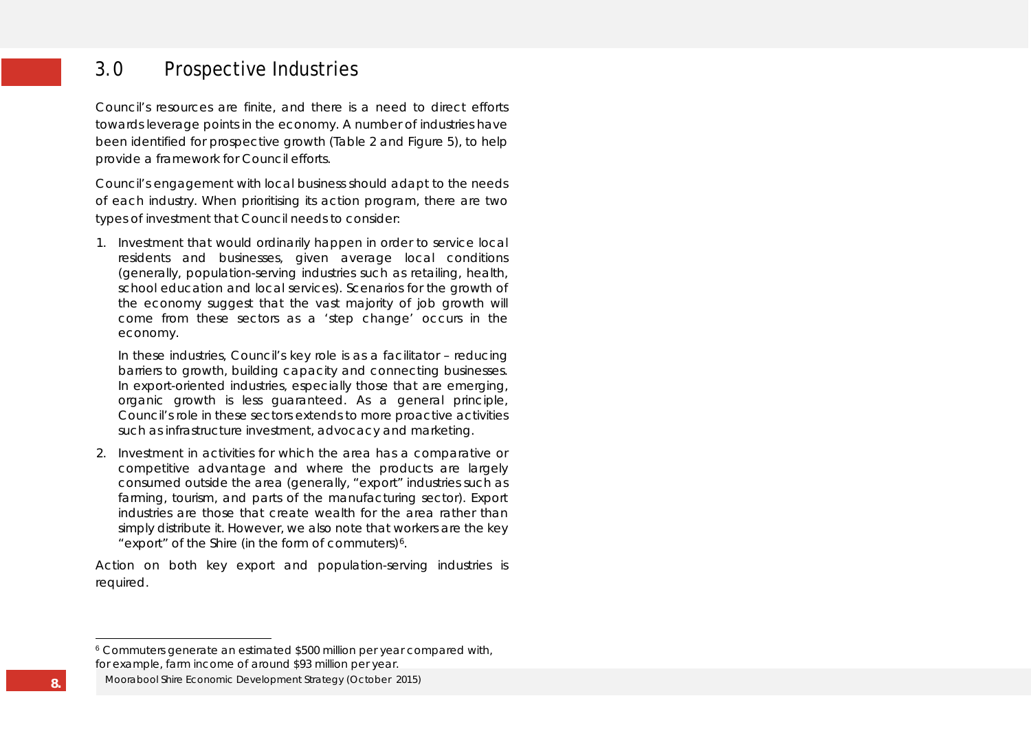## 3.0 Prospective Industries

Council's resources are finite, and there is a need to direct efforts towards leverage points in the economy. A number of industries have been identified for prospective growth (Table 2 and Figure 5), to help provide a framework for Council efforts.

Council's engagement with local business should adapt to the needs of each industry. When prioritising its action program, there are two types of investment that Council needs to consider:

1. Investment that would ordinarily happen in order to service local residents and businesses, given average local conditions (generally, population-serving industries such as retailing, health, school education and local services). Scenarios for the growth of the economy suggest that the vast majority of job growth will come from these sectors as a 'step change' occurs in the economy.

   In these industries, Council's key role is as a facilitator – reducing barriers to growth, building capacity and connecting businesses. In export-oriented industries, especially those that are emerging, organic growth is less guaranteed. As a general principle, Council's role in these sectors extends to more proactive activities such as infrastructure investment, advocacy and marketing.

2. Investment in activities for which the area has a comparative or competitive advantage and where the products are largely consumed outside the area (generally, "export" industries such as farming, tourism, and parts of the manufacturing sector). Export industries are those that create wealth for the area rather than simply distribute it. However, we also note that workers are the key "export" of the Shire (in the form of commuters)[6].

Action on both key export and population-serving industries is required.

---

[6] Commuters generate an estimated $500 million per year compared with, for example, farm income of around $93 million per year.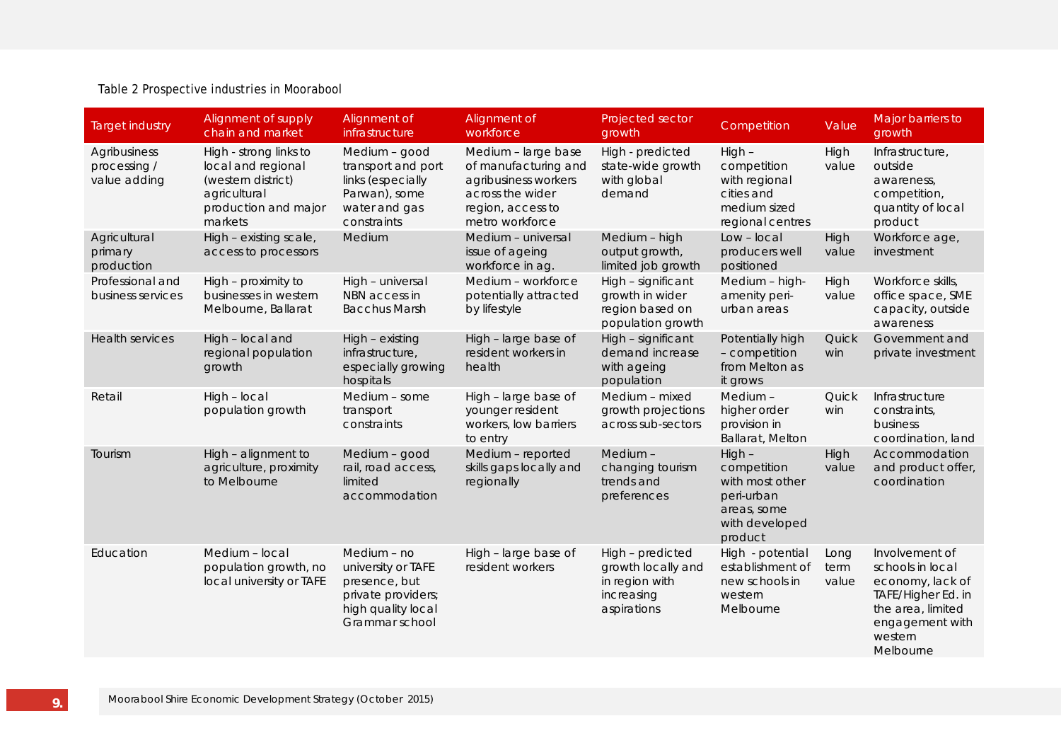Table 2 Prospective industries in Moorabool

| Target industry | Alignment of supply chain and market | Alignment of infrastructure | Alignment of workforce | Projected sector growth | Competition | Value | Major barriers to growth |
|---|---|---|---|---|---|---|---|
| Agribusiness processing / value adding | High - strong links to local and regional (western district) agricultural production and major markets | Medium – good transport and port links (especially Parwan), some water and gas constraints | Medium – large base of manufacturing and agribusiness workers across the wider region, access to metro workforce | High - predicted state-wide growth with global demand | High – competition with regional cities and medium sized regional centres | High value | Infrastructure, outside awareness, competition, quantity of local product |
| Agricultural primary production | High – existing scale, access to processors | Medium | Medium – universal issue of ageing workforce in ag. | Medium – high output growth, limited job growth | Low – local producers well positioned | High value | Workforce age, investment |
| Professional and business services | High – proximity to businesses in western Melbourne, Ballarat | High – universal NBN access in Bacchus Marsh | Medium – workforce potentially attracted by lifestyle | High – significant growth in wider region based on population growth | Medium – high-amenity peri-urban areas | High value | Workforce skills, office space, SME capacity, outside awareness |
| Health services | High – local and regional population growth | High – existing infrastructure, especially growing hospitals | High – large base of resident workers in health | High – significant demand increase with ageing population | Potentially high – competition from Melton as it grows | Quick win | Government and private investment |
| Retail | High – local population growth | Medium – some transport constraints | High – large base of younger resident workers, low barriers to entry | Medium – mixed growth projections across sub-sectors | Medium – higher order provision in Ballarat, Melton | Quick win | Infrastructure constraints, business coordination, land |
| Tourism | High – alignment to agriculture, proximity to Melbourne | Medium – good rail, road access, limited accommodation | Medium – reported skills gaps locally and regionally | Medium – changing tourism trends and preferences | High – competition with most other peri-urban areas, some with developed product | High value | Accommodation and product offer, coordination |
| Education | Medium – local population growth, no local university or TAFE | Medium – no university or TAFE presence, but private providers; high quality local Grammar school | High – large base of resident workers | High – predicted growth locally and in region with increasing aspirations | High - potential establishment of new schools in western Melbourne | Long term value | Involvement of schools in local economy, lack of TAFE/Higher Ed. in the area, limited engagement with western Melbourne |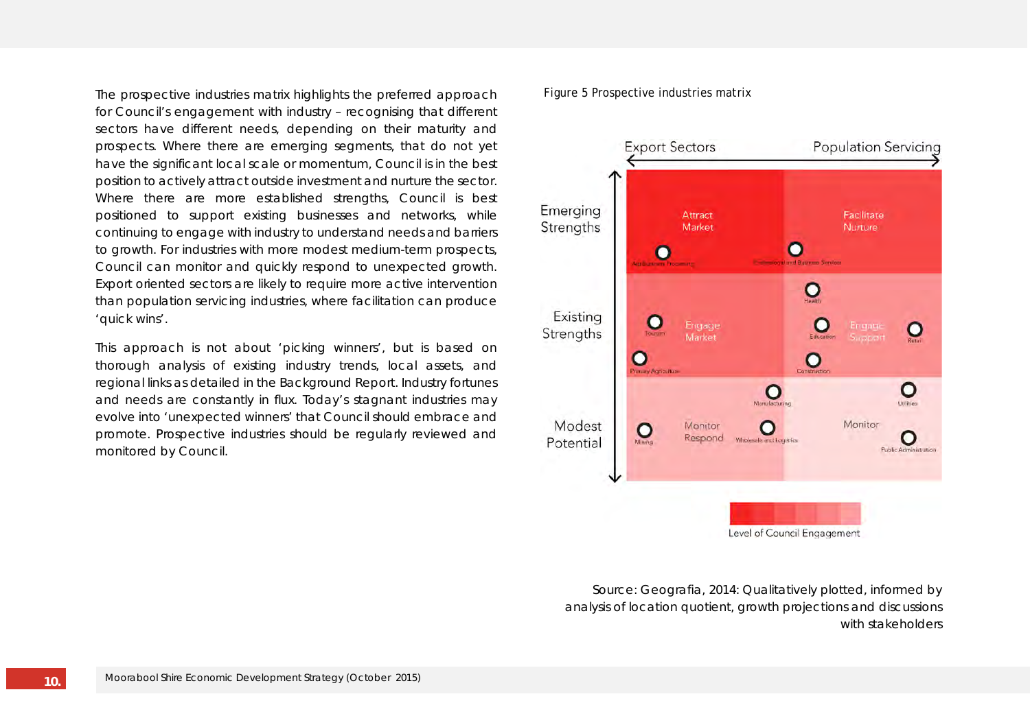The prospective industries matrix highlights the preferred approach for Council's engagement with industry – recognising that different sectors have different needs, depending on their maturity and prospects. Where there are emerging segments, that do not yet have the significant local scale or momentum, Council is in the best position to actively attract outside investment and nurture the sector. Where there are more established strengths, Council is best positioned to support existing businesses and networks, while continuing to engage with industry to understand needs and barriers to growth. For industries with more modest medium-term prospects, Council can monitor and quickly respond to unexpected growth. Export oriented sectors are likely to require more active intervention than population servicing industries, where facilitation can produce 'quick wins'.

This approach is not about 'picking winners', but is based on thorough analysis of existing industry trends, local assets, and regional links as detailed in the Background Report. Industry fortunes and needs are constantly in flux. Today's stagnant industries may evolve into 'unexpected winners' that Council should embrace and promote. Prospective industries should be regularly reviewed and monitored by Council.

Figure 5 Prospective industries matrix

|  | Export Sectors | Population Servicing |
|---|---|---|
| Emerging Strengths | Attract Market: Agribusiness Processing | Facilitate Nurture: Professional and Business Services |
| Existing Strengths | Engage Market: Tourism, Primary Agriculture | Engage Support: Health, Education, Retail, Construction |
| Modest Potential | Monitor Respond: Mining | Monitor: Manufacturing, Wholesale and Logistics, Utilities, Public Administration |

Level of Council Engagement

Source: Geografia, 2014: Qualitatively plotted, informed by analysis of location quotient, growth projections and discussions with stakeholders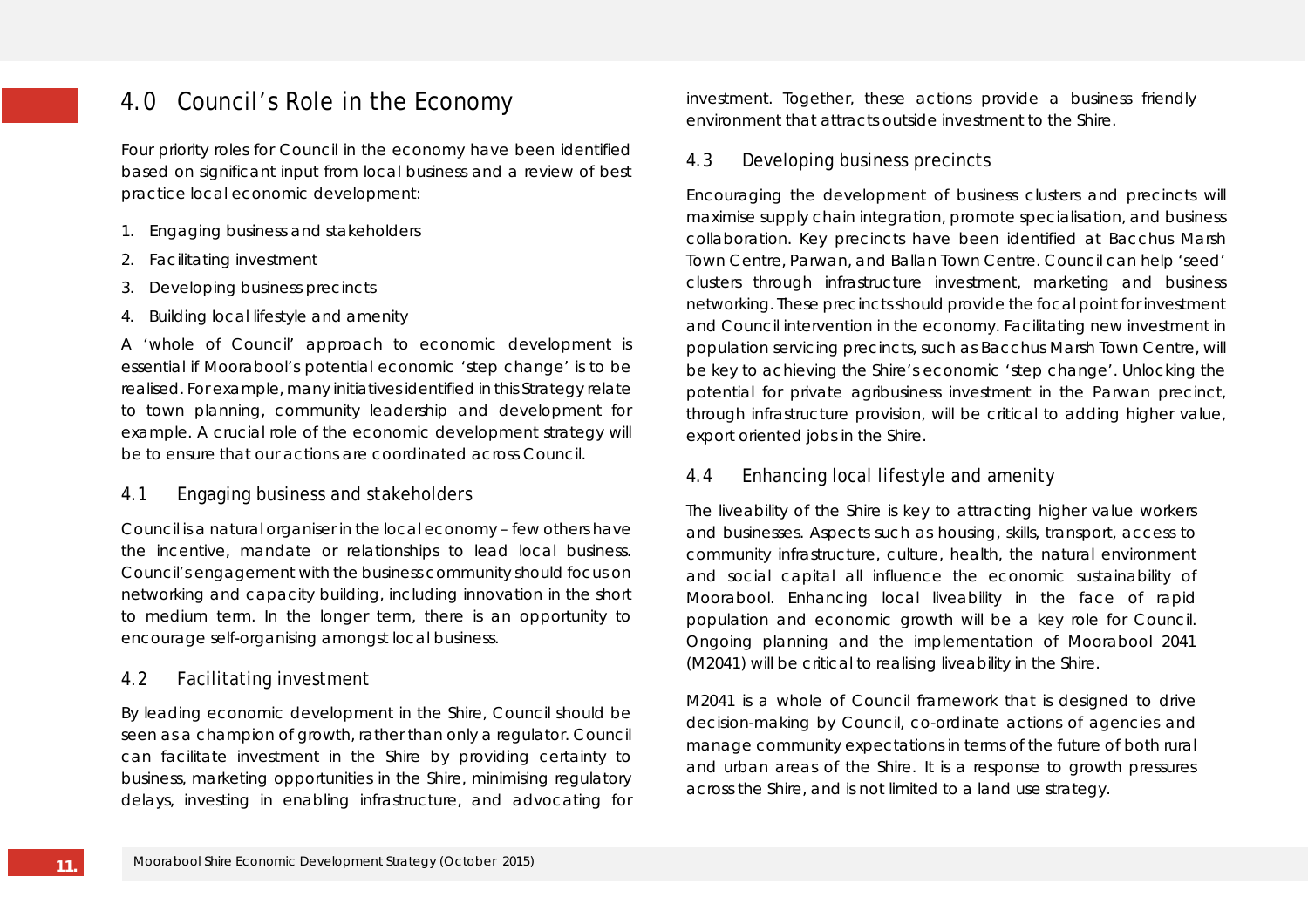# 4.0 Council's Role in the Economy

Four priority roles for Council in the economy have been identified based on significant input from local business and a review of best practice local economic development:

1. Engaging business and stakeholders
2. Facilitating investment
3. Developing business precincts
4. Building local lifestyle and amenity

A 'whole of Council' approach to economic development is essential if Moorabool's potential economic 'step change' is to be realised. For example, many initiatives identified in this Strategy relate to town planning, community leadership and development for example. A crucial role of the economic development strategy will be to ensure that our actions are coordinated across Council.

## 4.1 Engaging business and stakeholders

Council is a natural organiser in the local economy – few others have the incentive, mandate or relationships to lead local business. Council's engagement with the business community should focus on networking and capacity building, including innovation in the short to medium term. In the longer term, there is an opportunity to encourage self-organising amongst local business.

## 4.2 Facilitating investment

By leading economic development in the Shire, Council should be seen as a champion of growth, rather than only a regulator. Council can facilitate investment in the Shire by providing certainty to business, marketing opportunities in the Shire, minimising regulatory delays, investing in enabling infrastructure, and advocating for investment. Together, these actions provide a business friendly environment that attracts outside investment to the Shire.

## 4.3 Developing business precincts

Encouraging the development of business clusters and precincts will maximise supply chain integration, promote specialisation, and business collaboration. Key precincts have been identified at Bacchus Marsh Town Centre, Parwan, and Ballan Town Centre. Council can help 'seed' clusters through infrastructure investment, marketing and business networking. These precincts should provide the focal point for investment and Council intervention in the economy. Facilitating new investment in population servicing precincts, such as Bacchus Marsh Town Centre, will be key to achieving the Shire's economic 'step change'. Unlocking the potential for private agribusiness investment in the Parwan precinct, through infrastructure provision, will be critical to adding higher value, export oriented jobs in the Shire.

## 4.4 Enhancing local lifestyle and amenity

The liveability of the Shire is key to attracting higher value workers and businesses. Aspects such as housing, skills, transport, access to community infrastructure, culture, health, the natural environment and social capital all influence the economic sustainability of Moorabool. Enhancing local liveability in the face of rapid population and economic growth will be a key role for Council. Ongoing planning and the implementation of Moorabool 2041 (M2041) will be critical to realising liveability in the Shire.

M2041 is a whole of Council framework that is designed to drive decision-making by Council, co-ordinate actions of agencies and manage community expectations in terms of the future of both rural and urban areas of the Shire. It is a response to growth pressures across the Shire, and is not limited to a land use strategy.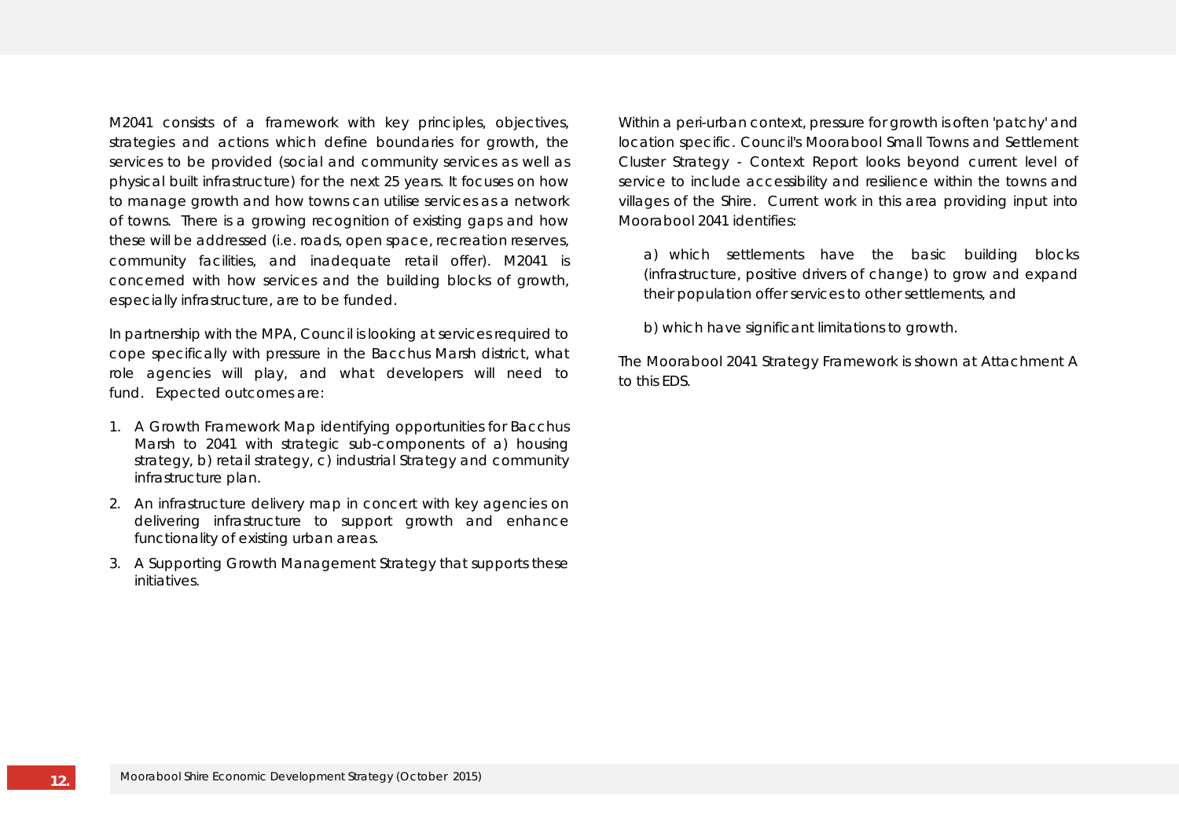M2041 consists of a framework with key principles, objectives, strategies and actions which define boundaries for growth, the services to be provided (social and community services as well as physical built infrastructure) for the next 25 years. It focuses on how to manage growth and how towns can utilise services as a network of towns. There is a growing recognition of existing gaps and how these will be addressed (i.e. roads, open space, recreation reserves, community facilities, and inadequate retail offer). M2041 is concerned with how services and the building blocks of growth, especially infrastructure, are to be funded.

In partnership with the MPA, Council is looking at services required to cope specifically with pressure in the Bacchus Marsh district, what role agencies will play, and what developers will need to fund. Expected outcomes are:

1. A Growth Framework Map identifying opportunities for Bacchus Marsh to 2041 with strategic sub-components of a) housing strategy, b) retail strategy, c) industrial Strategy and community infrastructure plan.
2. An infrastructure delivery map in concert with key agencies on delivering infrastructure to support growth and enhance functionality of existing urban areas.
3. A Supporting Growth Management Strategy that supports these initiatives.

Within a peri-urban context, pressure for growth is often 'patchy' and location specific. Council's Moorabool Small Towns and Settlement Cluster Strategy - Context Report looks beyond current level of service to include accessibility and resilience within the towns and villages of the Shire. Current work in this area providing input into Moorabool 2041 identifies:

a) which settlements have the basic building blocks (infrastructure, positive drivers of change) to grow and expand their population offer services to other settlements, and

b) which have significant limitations to growth.

The Moorabool 2041 Strategy Framework is shown at Attachment A to this EDS.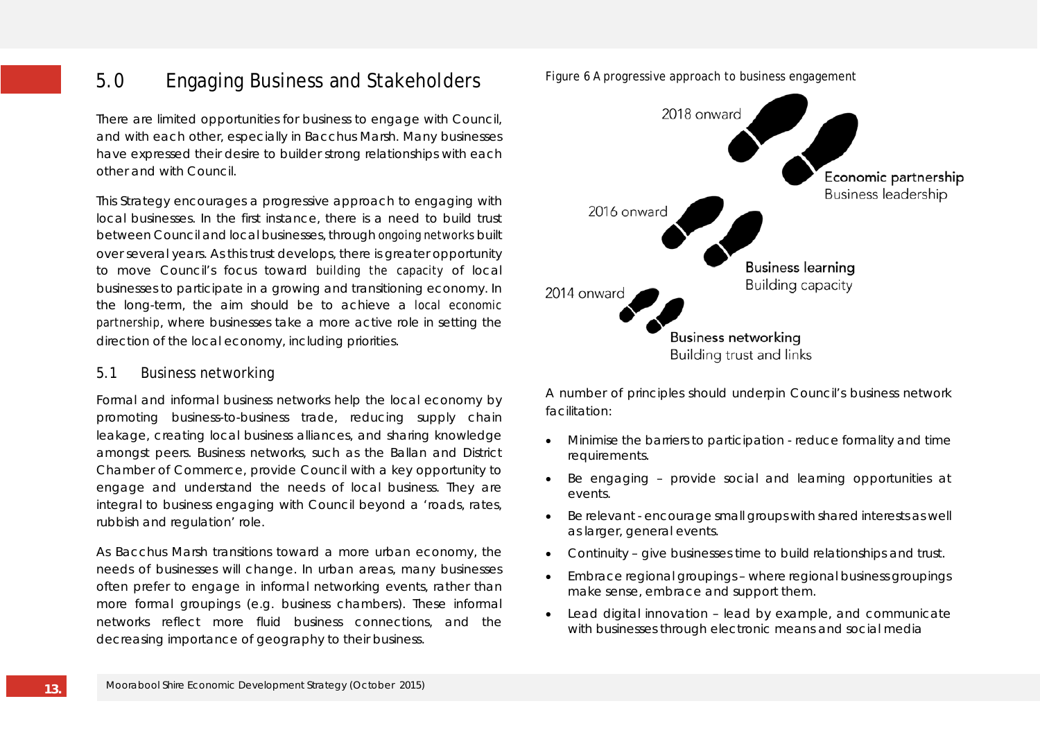## 5.0 Engaging Business and Stakeholders

There are limited opportunities for business to engage with Council, and with each other, especially in Bacchus Marsh. Many businesses have expressed their desire to builder strong relationships with each other and with Council.

This Strategy encourages a progressive approach to engaging with local businesses. In the first instance, there is a need to build trust between Council and local businesses, through ongoing networks built over several years. As this trust develops, there is greater opportunity to move Council's focus toward building the capacity of local businesses to participate in a growing and transitioning economy. In the long-term, the aim should be to achieve a local economic partnership, where businesses take a more active role in setting the direction of the local economy, including priorities.

### 5.1 Business networking

Formal and informal business networks help the local economy by promoting business-to-business trade, reducing supply chain leakage, creating local business alliances, and sharing knowledge amongst peers. Business networks, such as the Ballan and District Chamber of Commerce, provide Council with a key opportunity to engage and understand the needs of local business. They are integral to business engaging with Council beyond a 'roads, rates, rubbish and regulation' role.

As Bacchus Marsh transitions toward a more urban economy, the needs of businesses will change. In urban areas, many businesses often prefer to engage in informal networking events, rather than more formal groupings (e.g. business chambers). These informal networks reflect more fluid business connections, and the decreasing importance of geography to their business.

Figure 6 A progressive approach to business engagement

2018 onward — **Economic partnership** Business leadership

2016 onward — **Business learning** Building capacity

2014 onward — **Business networking** Building trust and links

A number of principles should underpin Council's business network facilitation:

- Minimise the barriers to participation - reduce formality and time requirements.
- Be engaging – provide social and learning opportunities at events.
- Be relevant - encourage small groups with shared interests as well as larger, general events.
- Continuity – give businesses time to build relationships and trust.
- Embrace regional groupings – where regional business groupings make sense, embrace and support them.
- Lead digital innovation – lead by example, and communicate with businesses through electronic means and social media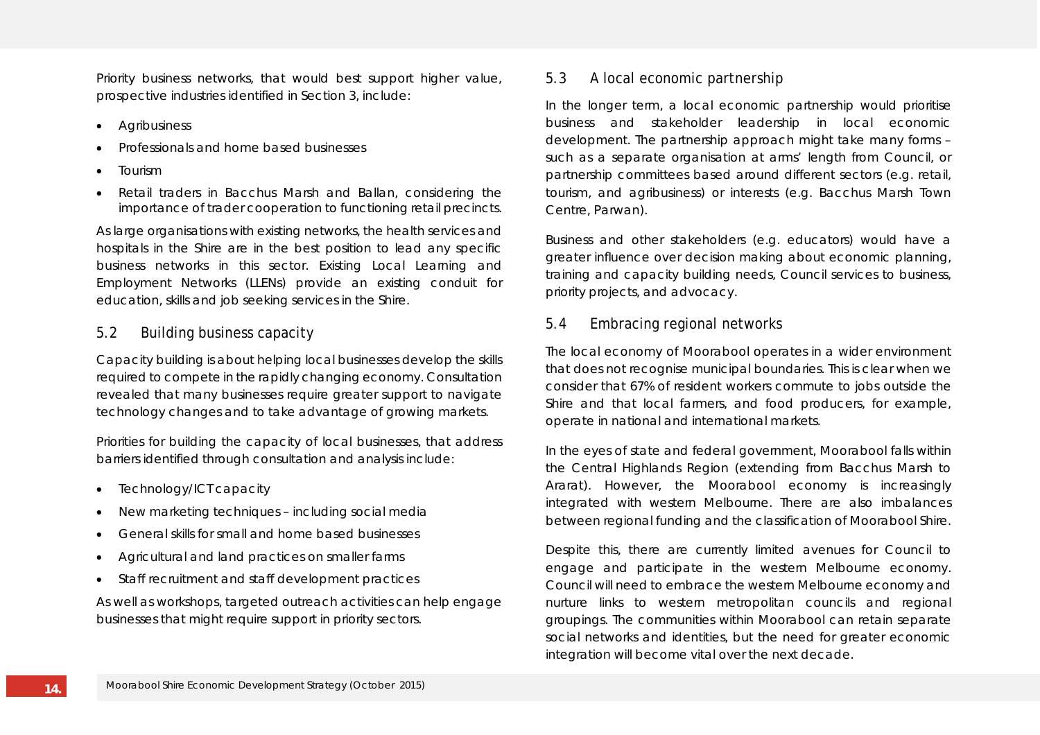Priority business networks, that would best support higher value, prospective industries identified in Section 3, include:

- Agribusiness
- Professionals and home based businesses
- Tourism
- Retail traders in Bacchus Marsh and Ballan, considering the importance of trader cooperation to functioning retail precincts.

As large organisations with existing networks, the health services and hospitals in the Shire are in the best position to lead any specific business networks in this sector. Existing Local Learning and Employment Networks (LLENs) provide an existing conduit for education, skills and job seeking services in the Shire.

## 5.2 Building business capacity

Capacity building is about helping local businesses develop the skills required to compete in the rapidly changing economy. Consultation revealed that many businesses require greater support to navigate technology changes and to take advantage of growing markets.

Priorities for building the capacity of local businesses, that address barriers identified through consultation and analysis include:

- Technology/ICT capacity
- New marketing techniques – including social media
- General skills for small and home based businesses
- Agricultural and land practices on smaller farms
- Staff recruitment and staff development practices

As well as workshops, targeted outreach activities can help engage businesses that might require support in priority sectors.

## 5.3 A local economic partnership

In the longer term, a local economic partnership would prioritise business and stakeholder leadership in local economic development. The partnership approach might take many forms – such as a separate organisation at arms' length from Council, or partnership committees based around different sectors (e.g. retail, tourism, and agribusiness) or interests (e.g. Bacchus Marsh Town Centre, Parwan).

Business and other stakeholders (e.g. educators) would have a greater influence over decision making about economic planning, training and capacity building needs, Council services to business, priority projects, and advocacy.

## 5.4 Embracing regional networks

The local economy of Moorabool operates in a wider environment that does not recognise municipal boundaries. This is clear when we consider that 67% of resident workers commute to jobs outside the Shire and that local farmers, and food producers, for example, operate in national and international markets.

In the eyes of state and federal government, Moorabool falls within the Central Highlands Region (extending from Bacchus Marsh to Ararat). However, the Moorabool economy is increasingly integrated with western Melbourne. There are also imbalances between regional funding and the classification of Moorabool Shire.

Despite this, there are currently limited avenues for Council to engage and participate in the western Melbourne economy. Council will need to embrace the western Melbourne economy and nurture links to western metropolitan councils and regional groupings. The communities within Moorabool can retain separate social networks and identities, but the need for greater economic integration will become vital over the next decade.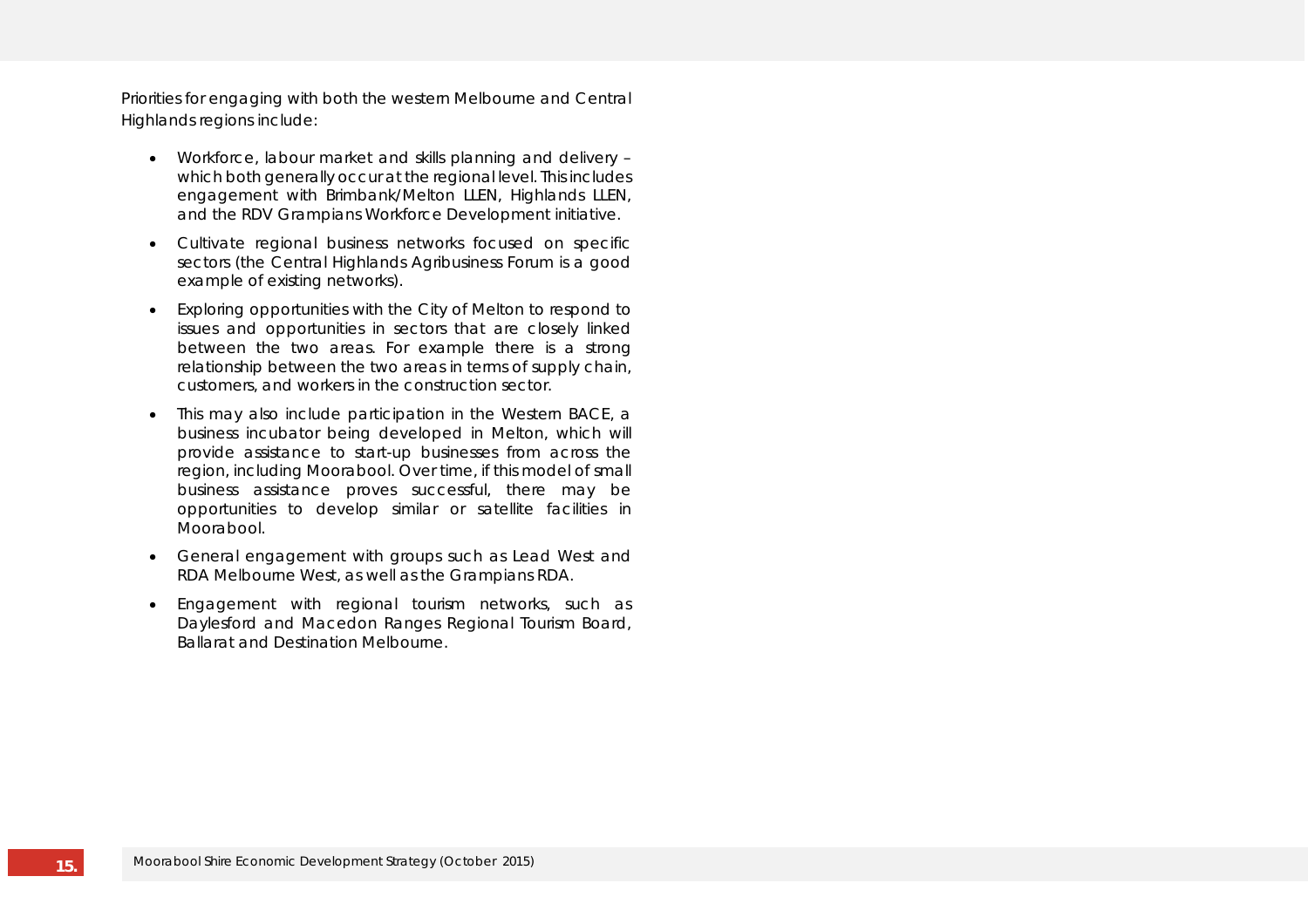Priorities for engaging with both the western Melbourne and Central Highlands regions include:

- Workforce, labour market and skills planning and delivery – which both generally occur at the regional level. This includes engagement with Brimbank/Melton LLEN, Highlands LLEN, and the RDV Grampians Workforce Development initiative.
- Cultivate regional business networks focused on specific sectors (the Central Highlands Agribusiness Forum is a good example of existing networks).
- Exploring opportunities with the City of Melton to respond to issues and opportunities in sectors that are closely linked between the two areas. For example there is a strong relationship between the two areas in terms of supply chain, customers, and workers in the construction sector.
- This may also include participation in the Western BACE, a business incubator being developed in Melton, which will provide assistance to start-up businesses from across the region, including Moorabool. Over time, if this model of small business assistance proves successful, there may be opportunities to develop similar or satellite facilities in Moorabool.
- General engagement with groups such as Lead West and RDA Melbourne West, as well as the Grampians RDA.
- Engagement with regional tourism networks, such as Daylesford and Macedon Ranges Regional Tourism Board, Ballarat and Destination Melbourne.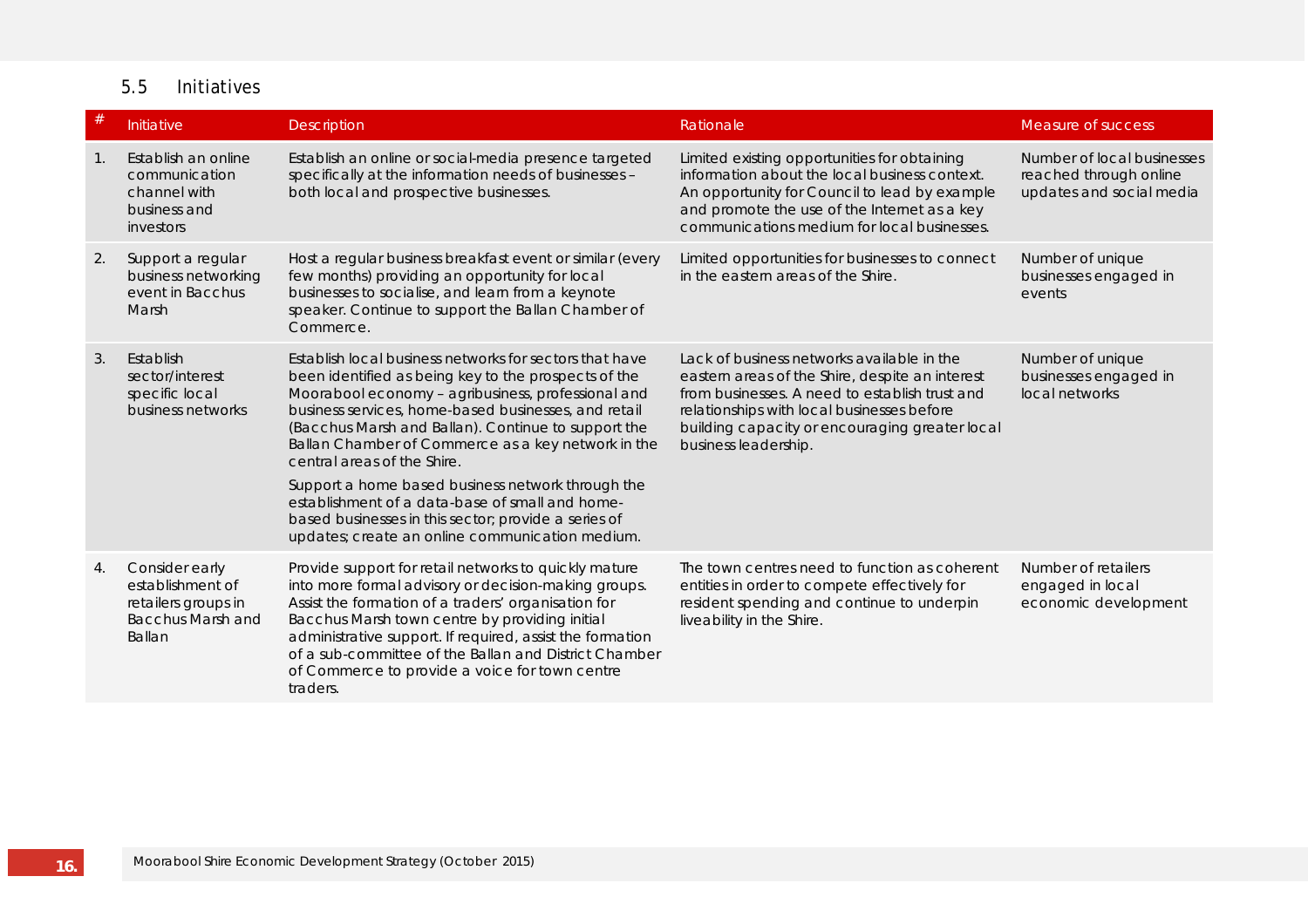### 5.5 Initiatives

| # | Initiative | Description | Rationale | Measure of success |
|---|---|---|---|---|
| 1. | Establish an online communication channel with business and investors | Establish an online or social-media presence targeted specifically at the information needs of businesses – both local and prospective businesses. | Limited existing opportunities for obtaining information about the local business context. An opportunity for Council to lead by example and promote the use of the Internet as a key communications medium for local businesses. | Number of local businesses reached through online updates and social media |
| 2. | Support a regular business networking event in Bacchus Marsh | Host a regular business breakfast event or similar (every few months) providing an opportunity for local businesses to socialise, and learn from a keynote speaker. Continue to support the Ballan Chamber of Commerce. | Limited opportunities for businesses to connect in the eastern areas of the Shire. | Number of unique businesses engaged in events |
| 3. | Establish sector/interest specific local business networks | Establish local business networks for sectors that have been identified as being key to the prospects of the Moorabool economy – agribusiness, professional and business services, home-based businesses, and retail (Bacchus Marsh and Ballan). Continue to support the Ballan Chamber of Commerce as a key network in the central areas of the Shire.<br><br>Support a home based business network through the establishment of a data-base of small and home-based businesses in this sector; provide a series of updates; create an online communication medium. | Lack of business networks available in the eastern areas of the Shire, despite an interest from businesses. A need to establish trust and relationships with local businesses before building capacity or encouraging greater local business leadership. | Number of unique businesses engaged in local networks |
| 4. | Consider early establishment of retailers groups in Bacchus Marsh and Ballan | Provide support for retail networks to quickly mature into more formal advisory or decision-making groups. Assist the formation of a traders' organisation for Bacchus Marsh town centre by providing initial administrative support. If required, assist the formation of a sub-committee of the Ballan and District Chamber of Commerce to provide a voice for town centre traders. | The town centres need to function as coherent entities in order to compete effectively for resident spending and continue to underpin liveability in the Shire. | Number of retailers engaged in local economic development |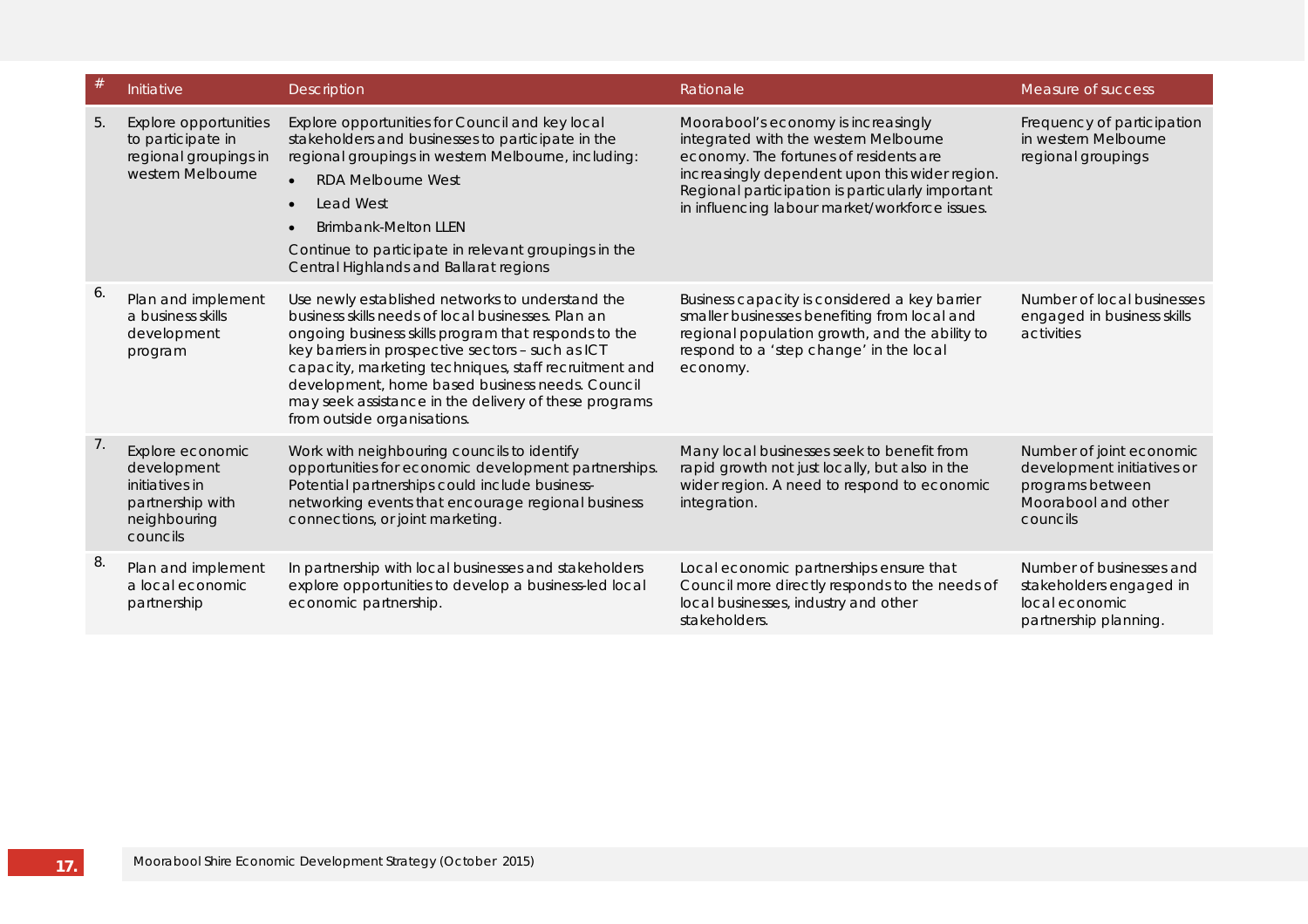| # | Initiative | Description | Rationale | Measure of success |
|---|---|---|---|---|
| 5. | Explore opportunities to participate in regional groupings in western Melbourne | Explore opportunities for Council and key local stakeholders and businesses to participate in the regional groupings in western Melbourne, including:<br>• RDA Melbourne West<br>• Lead West<br>• Brimbank-Melton LLEN<br>Continue to participate in relevant groupings in the Central Highlands and Ballarat regions | Moorabool's economy is increasingly integrated with the western Melbourne economy. The fortunes of residents are increasingly dependent upon this wider region. Regional participation is particularly important in influencing labour market/workforce issues. | Frequency of participation in western Melbourne regional groupings |
| 6. | Plan and implement a business skills development program | Use newly established networks to understand the business skills needs of local businesses. Plan an ongoing business skills program that responds to the key barriers in prospective sectors – such as ICT capacity, marketing techniques, staff recruitment and development, home based business needs. Council may seek assistance in the delivery of these programs from outside organisations. | Business capacity is considered a key barrier smaller businesses benefiting from local and regional population growth, and the ability to respond to a 'step change' in the local economy. | Number of local businesses engaged in business skills activities |
| 7. | Explore economic development initiatives in partnership with neighbouring councils | Work with neighbouring councils to identify opportunities for economic development partnerships. Potential partnerships could include business-networking events that encourage regional business connections, or joint marketing. | Many local businesses seek to benefit from rapid growth not just locally, but also in the wider region. A need to respond to economic integration. | Number of joint economic development initiatives or programs between Moorabool and other councils |
| 8. | Plan and implement a local economic partnership | In partnership with local businesses and stakeholders explore opportunities to develop a business-led local economic partnership. | Local economic partnerships ensure that Council more directly responds to the needs of local businesses, industry and other stakeholders. | Number of businesses and stakeholders engaged in local economic partnership planning. |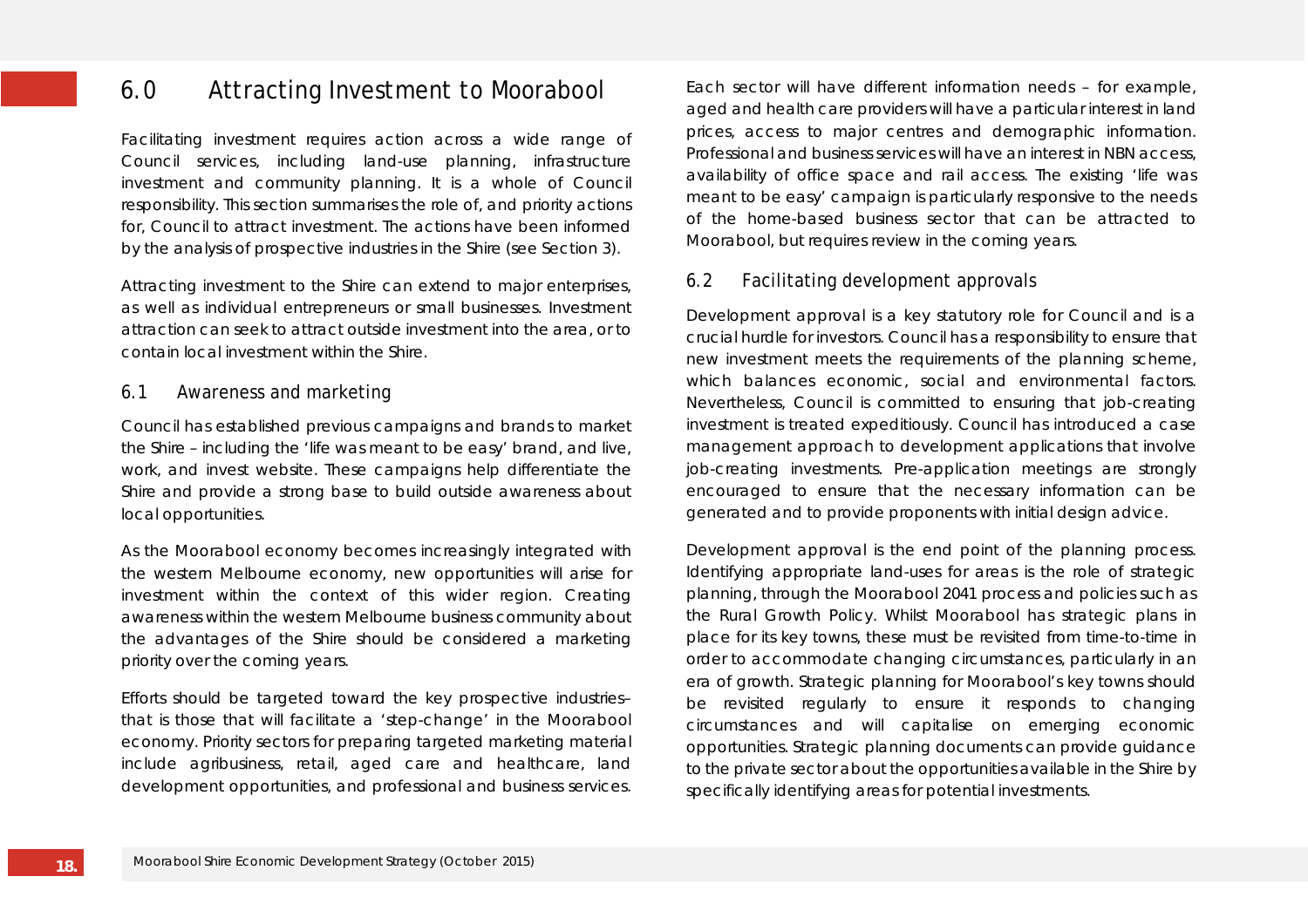# 6.0 Attracting Investment to Moorabool

Facilitating investment requires action across a wide range of Council services, including land-use planning, infrastructure investment and community planning. It is a whole of Council responsibility. This section summarises the role of, and priority actions for, Council to attract investment. The actions have been informed by the analysis of prospective industries in the Shire (see Section 3).

Attracting investment to the Shire can extend to major enterprises, as well as individual entrepreneurs or small businesses. Investment attraction can seek to attract outside investment into the area, or to contain local investment within the Shire.

## 6.1 Awareness and marketing

Council has established previous campaigns and brands to market the Shire – including the 'life was meant to be easy' brand, and live, work, and invest website. These campaigns help differentiate the Shire and provide a strong base to build outside awareness about local opportunities.

As the Moorabool economy becomes increasingly integrated with the western Melbourne economy, new opportunities will arise for investment within the context of this wider region. Creating awareness within the western Melbourne business community about the advantages of the Shire should be considered a marketing priority over the coming years.

Efforts should be targeted toward the key prospective industries– that is those that will facilitate a 'step-change' in the Moorabool economy. Priority sectors for preparing targeted marketing material include agribusiness, retail, aged care and healthcare, land development opportunities, and professional and business services.

Each sector will have different information needs – for example, aged and health care providers will have a particular interest in land prices, access to major centres and demographic information. Professional and business services will have an interest in NBN access, availability of office space and rail access. The existing 'life was meant to be easy' campaign is particularly responsive to the needs of the home-based business sector that can be attracted to Moorabool, but requires review in the coming years.

## 6.2 Facilitating development approvals

Development approval is a key statutory role for Council and is a crucial hurdle for investors. Council has a responsibility to ensure that new investment meets the requirements of the planning scheme, which balances economic, social and environmental factors. Nevertheless, Council is committed to ensuring that job-creating investment is treated expeditiously. Council has introduced a case management approach to development applications that involve job-creating investments. Pre-application meetings are strongly encouraged to ensure that the necessary information can be generated and to provide proponents with initial design advice.

Development approval is the end point of the planning process. Identifying appropriate land-uses for areas is the role of strategic planning, through the Moorabool 2041 process and policies such as the Rural Growth Policy. Whilst Moorabool has strategic plans in place for its key towns, these must be revisited from time-to-time in order to accommodate changing circumstances, particularly in an era of growth. Strategic planning for Moorabool's key towns should be revisited regularly to ensure it responds to changing circumstances and will capitalise on emerging economic opportunities. Strategic planning documents can provide guidance to the private sector about the opportunities available in the Shire by specifically identifying areas for potential investments.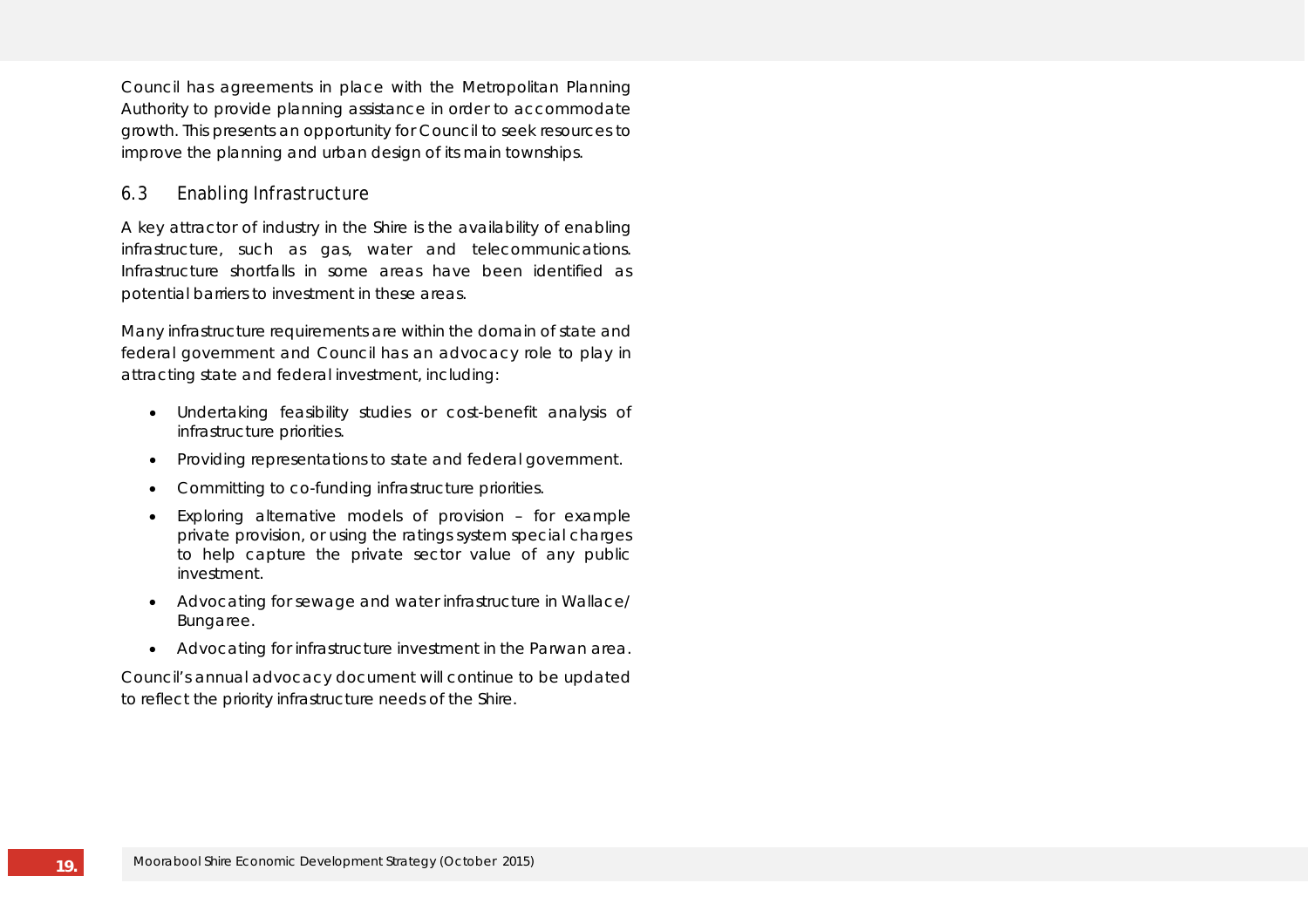Council has agreements in place with the Metropolitan Planning Authority to provide planning assistance in order to accommodate growth. This presents an opportunity for Council to seek resources to improve the planning and urban design of its main townships.

### 6.3 Enabling Infrastructure

A key attractor of industry in the Shire is the availability of enabling infrastructure, such as gas, water and telecommunications. Infrastructure shortfalls in some areas have been identified as potential barriers to investment in these areas.

Many infrastructure requirements are within the domain of state and federal government and Council has an advocacy role to play in attracting state and federal investment, including:

- Undertaking feasibility studies or cost-benefit analysis of infrastructure priorities.
- Providing representations to state and federal government.
- Committing to co-funding infrastructure priorities.
- Exploring alternative models of provision – for example private provision, or using the ratings system special charges to help capture the private sector value of any public investment.
- Advocating for sewage and water infrastructure in Wallace/ Bungaree.
- Advocating for infrastructure investment in the Parwan area.

Council's annual advocacy document will continue to be updated to reflect the priority infrastructure needs of the Shire.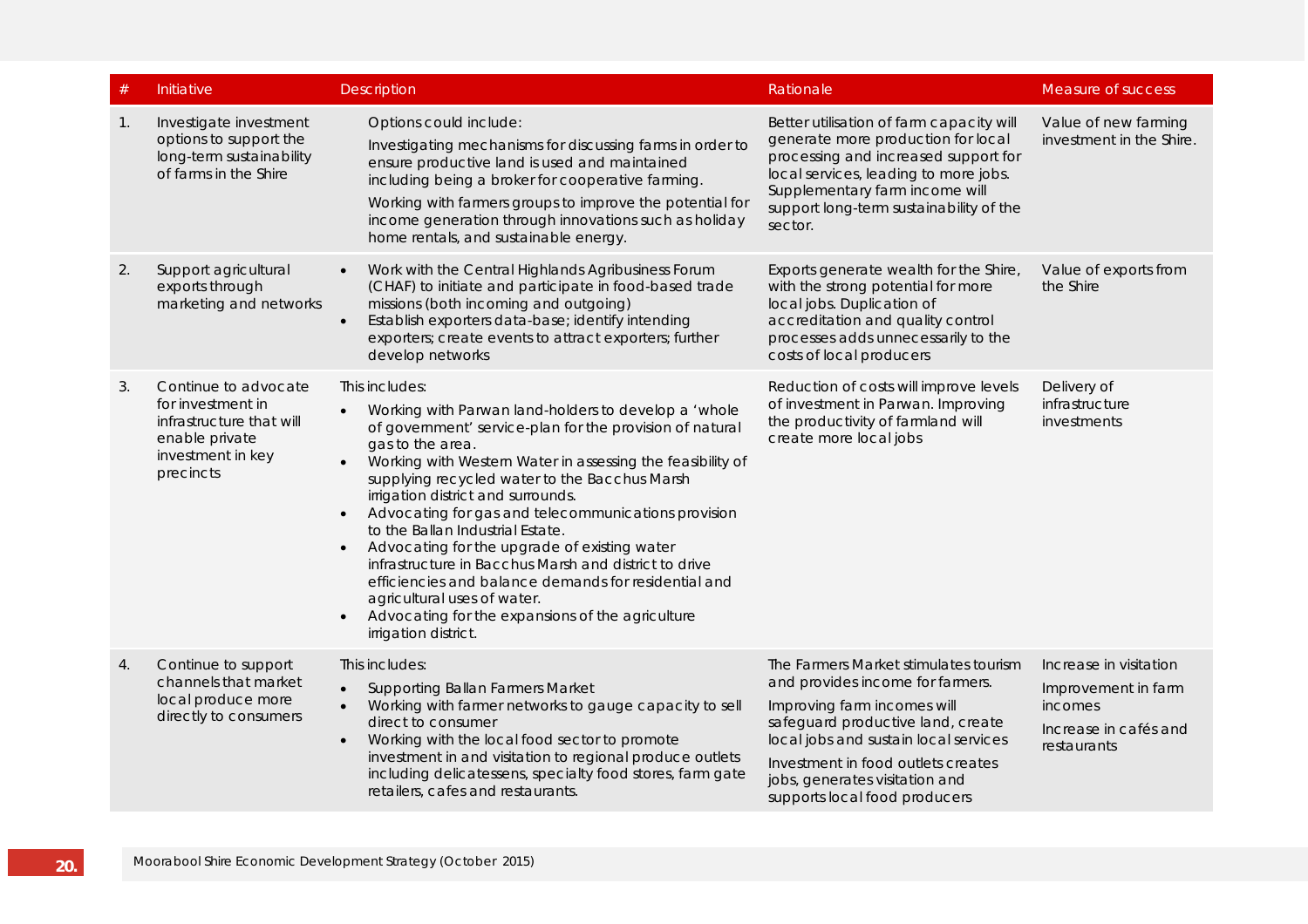| # | Initiative | Description | Rationale | Measure of success |
|---|---|---|---|---|
| 1. | Investigate investment options to support the long-term sustainability of farms in the Shire | Options could include:<br>Investigating mechanisms for discussing farms in order to ensure productive land is used and maintained including being a broker for cooperative farming.<br>Working with farmers groups to improve the potential for income generation through innovations such as holiday home rentals, and sustainable energy. | Better utilisation of farm capacity will generate more production for local processing and increased support for local services, leading to more jobs. Supplementary farm income will support long-term sustainability of the sector. | Value of new farming investment in the Shire. |
| 2. | Support agricultural exports through marketing and networks | • Work with the Central Highlands Agribusiness Forum (CHAF) to initiate and participate in food-based trade missions (both incoming and outgoing)<br>• Establish exporters data-base; identify intending exporters; create events to attract exporters; further develop networks | Exports generate wealth for the Shire, with the strong potential for more local jobs. Duplication of accreditation and quality control processes adds unnecessarily to the costs of local producers | Value of exports from the Shire |
| 3. | Continue to advocate for investment in infrastructure that will enable private investment in key precincts | This includes:<br>• Working with Parwan land-holders to develop a 'whole of government' service-plan for the provision of natural gas to the area.<br>• Working with Western Water in assessing the feasibility of supplying recycled water to the Bacchus Marsh irrigation district and surrounds.<br>• Advocating for gas and telecommunications provision to the Ballan Industrial Estate.<br>• Advocating for the upgrade of existing water infrastructure in Bacchus Marsh and district to drive efficiencies and balance demands for residential and agricultural uses of water.<br>• Advocating for the expansions of the agriculture irrigation district. | Reduction of costs will improve levels of investment in Parwan. Improving the productivity of farmland will create more local jobs | Delivery of infrastructure investments |
| 4. | Continue to support channels that market local produce more directly to consumers | This includes:<br>• Supporting Ballan Farmers Market<br>• Working with farmer networks to gauge capacity to sell direct to consumer<br>• Working with the local food sector to promote investment in and visitation to regional produce outlets including delicatessens, specialty food stores, farm gate retailers, cafes and restaurants. | The Farmers Market stimulates tourism and provides income for farmers.<br>Improving farm incomes will safeguard productive land, create local jobs and sustain local services<br>Investment in food outlets creates jobs, generates visitation and supports local food producers | Increase in visitation<br>Improvement in farm incomes<br>Increase in cafés and restaurants |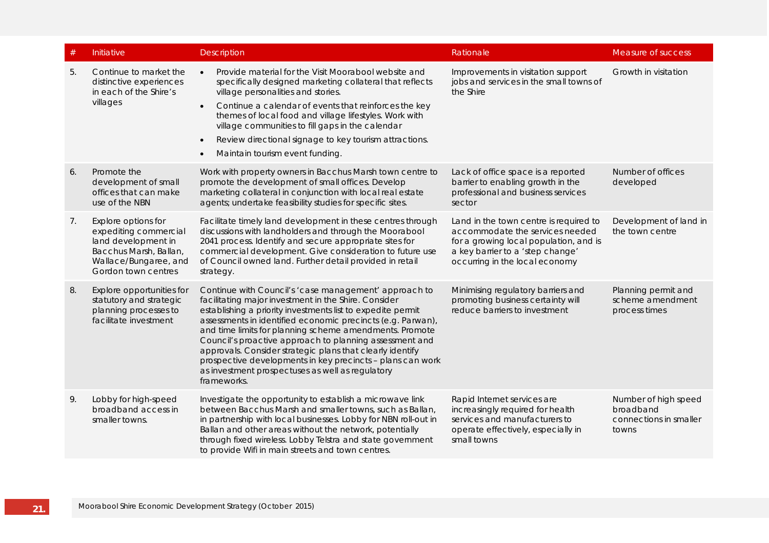| # | Initiative | Description | Rationale | Measure of success |
|---|---|---|---|---|
| 5. | Continue to market the distinctive experiences in each of the Shire's villages | • Provide material for the Visit Moorabool website and specifically designed marketing collateral that reflects village personalities and stories.<br>• Continue a calendar of events that reinforces the key themes of local food and village lifestyles. Work with village communities to fill gaps in the calendar<br>• Review directional signage to key tourism attractions.<br>• Maintain tourism event funding. | Improvements in visitation support jobs and services in the small towns of the Shire | Growth in visitation |
| 6. | Promote the development of small offices that can make use of the NBN | Work with property owners in Bacchus Marsh town centre to promote the development of small offices. Develop marketing collateral in conjunction with local real estate agents; undertake feasibility studies for specific sites. | Lack of office space is a reported barrier to enabling growth in the professional and business services sector | Number of offices developed |
| 7. | Explore options for expediting commercial land development in Bacchus Marsh, Ballan, Wallace/Bungaree, and Gordon town centres | Facilitate timely land development in these centres through discussions with landholders and through the Moorabool 2041 process. Identify and secure appropriate sites for commercial development. Give consideration to future use of Council owned land. Further detail provided in retail strategy. | Land in the town centre is required to accommodate the services needed for a growing local population, and is a key barrier to a 'step change' occurring in the local economy | Development of land in the town centre |
| 8. | Explore opportunities for statutory and strategic planning processes to facilitate investment | Continue with Council's 'case management' approach to facilitating major investment in the Shire. Consider establishing a priority investments list to expedite permit assessments in identified economic precincts (e.g. Parwan), and time limits for planning scheme amendments. Promote Council's proactive approach to planning assessment and approvals. Consider strategic plans that clearly identify prospective developments in key precincts – plans can work as investment prospectuses as well as regulatory frameworks. | Minimising regulatory barriers and promoting business certainty will reduce barriers to investment | Planning permit and scheme amendment process times |
| 9. | Lobby for high-speed broadband access in smaller towns. | Investigate the opportunity to establish a microwave link between Bacchus Marsh and smaller towns, such as Ballan, in partnership with local businesses. Lobby for NBN roll-out in Ballan and other areas without the network, potentially through fixed wireless. Lobby Telstra and state government to provide Wifi in main streets and town centres. | Rapid Internet services are increasingly required for health services and manufacturers to operate effectively, especially in small towns | Number of high speed broadband connections in smaller towns |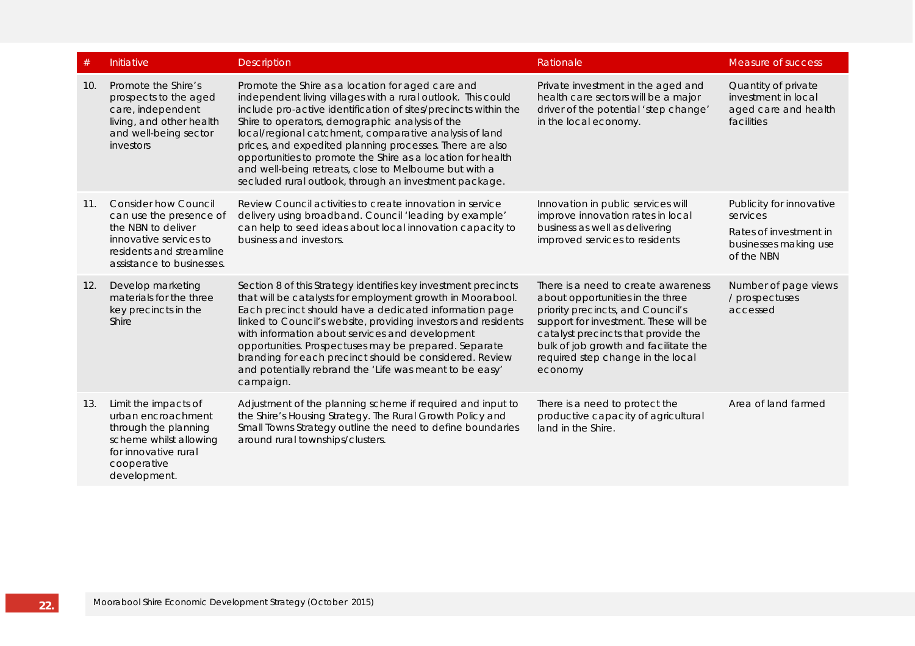| # | Initiative | Description | Rationale | Measure of success |
|---|---|---|---|---|
| 10. | Promote the Shire's prospects to the aged care, independent living, and other health and well-being sector investors | Promote the Shire as a location for aged care and independent living villages with a rural outlook. This could include pro-active identification of sites/precincts within the Shire to operators, demographic analysis of the local/regional catchment, comparative analysis of land prices, and expedited planning processes. There are also opportunities to promote the Shire as a location for health and well-being retreats, close to Melbourne but with a secluded rural outlook, through an investment package. | Private investment in the aged and health care sectors will be a major driver of the potential 'step change' in the local economy. | Quantity of private investment in local aged care and health facilities |
| 11. | Consider how Council can use the presence of the NBN to deliver innovative services to residents and streamline assistance to businesses. | Review Council activities to create innovation in service delivery using broadband. Council 'leading by example' can help to seed ideas about local innovation capacity to business and investors. | Innovation in public services will improve innovation rates in local business as well as delivering improved services to residents | Publicity for innovative services<br><br>Rates of investment in businesses making use of the NBN |
| 12. | Develop marketing materials for the three key precincts in the Shire | Section 8 of this Strategy identifies key investment precincts that will be catalysts for employment growth in Moorabool. Each precinct should have a dedicated information page linked to Council's website, providing investors and residents with information about services and development opportunities. Prospectuses may be prepared. Separate branding for each precinct should be considered. Review and potentially rebrand the 'Life was meant to be easy' campaign. | There is a need to create awareness about opportunities in the three priority precincts, and Council's support for investment. These will be catalyst precincts that provide the bulk of job growth and facilitate the required step change in the local economy | Number of page views / prospectuses accessed |
| 13. | Limit the impacts of urban encroachment through the planning scheme whilst allowing for innovative rural cooperative development. | Adjustment of the planning scheme if required and input to the Shire's Housing Strategy. The Rural Growth Policy and Small Towns Strategy outline the need to define boundaries around rural townships/clusters. | There is a need to protect the productive capacity of agricultural land in the Shire. | Area of land farmed |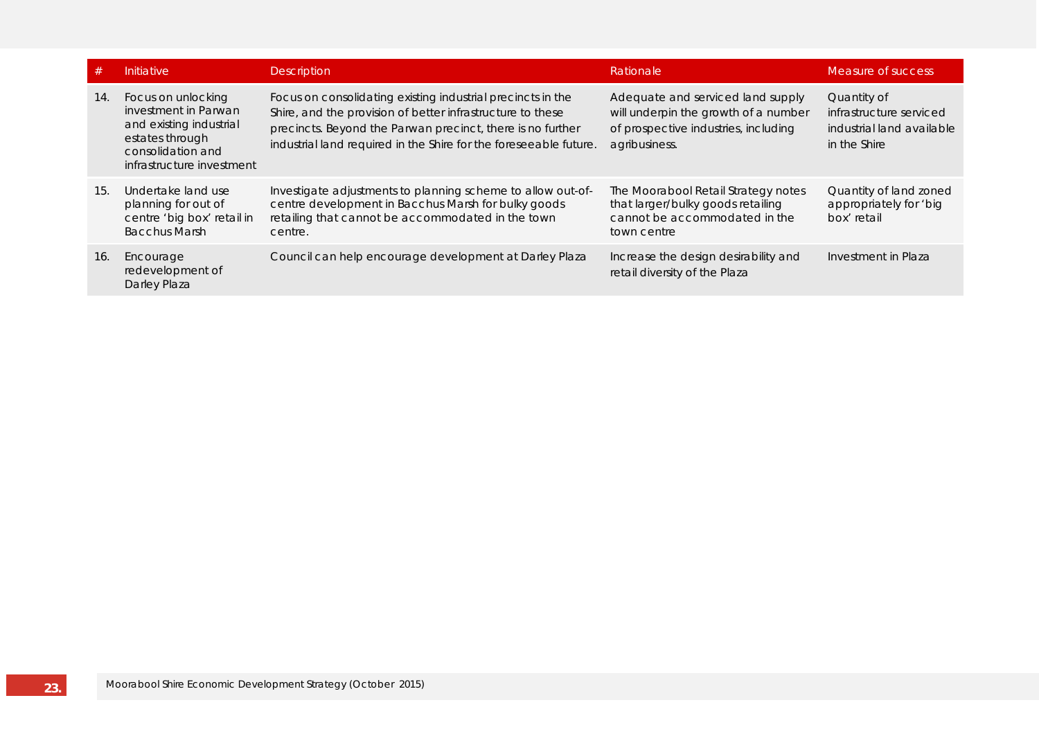| # | Initiative | Description | Rationale | Measure of success |
|---|---|---|---|---|
| 14. | Focus on unlocking investment in Parwan and existing industrial estates through consolidation and infrastructure investment | Focus on consolidating existing industrial precincts in the Shire, and the provision of better infrastructure to these precincts. Beyond the Parwan precinct, there is no further industrial land required in the Shire for the foreseeable future. | Adequate and serviced land supply will underpin the growth of a number of prospective industries, including agribusiness. | Quantity of infrastructure serviced industrial land available in the Shire |
| 15. | Undertake land use planning for out of centre 'big box' retail in Bacchus Marsh | Investigate adjustments to planning scheme to allow out-of-centre development in Bacchus Marsh for bulky goods retailing that cannot be accommodated in the town centre. | The Moorabool Retail Strategy notes that larger/bulky goods retailing cannot be accommodated in the town centre | Quantity of land zoned appropriately for 'big box' retail |
| 16. | Encourage redevelopment of Darley Plaza | Council can help encourage development at Darley Plaza | Increase the design desirability and retail diversity of the Plaza | Investment in Plaza |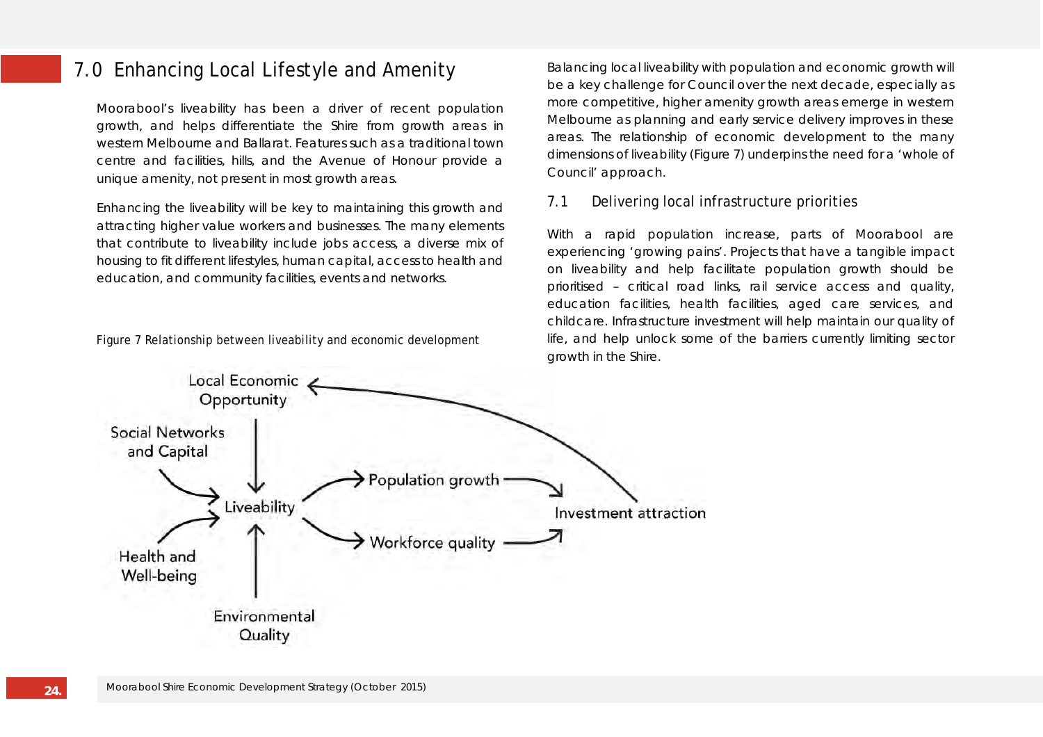# 7.0 Enhancing Local Lifestyle and Amenity

Moorabool's liveability has been a driver of recent population growth, and helps differentiate the Shire from growth areas in western Melbourne and Ballarat. Features such as a traditional town centre and facilities, hills, and the Avenue of Honour provide a unique amenity, not present in most growth areas.

Enhancing the liveability will be key to maintaining this growth and attracting higher value workers and businesses. The many elements that contribute to liveability include jobs access, a diverse mix of housing to fit different lifestyles, human capital, access to health and education, and community facilities, events and networks.

Figure 7 Relationship between liveability and economic development

Local Economic Opportunity

Social Networks and Capital

Liveability

Population growth

Workforce quality

Investment attraction

Health and Well-being

Environmental Quality

Balancing local liveability with population and economic growth will be a key challenge for Council over the next decade, especially as more competitive, higher amenity growth areas emerge in western Melbourne as planning and early service delivery improves in these areas. The relationship of economic development to the many dimensions of liveability (Figure 7) underpins the need for a 'whole of Council' approach.

## 7.1 Delivering local infrastructure priorities

With a rapid population increase, parts of Moorabool are experiencing 'growing pains'. Projects that have a tangible impact on liveability and help facilitate population growth should be prioritised – critical road links, rail service access and quality, education facilities, health facilities, aged care services, and childcare. Infrastructure investment will help maintain our quality of life, and help unlock some of the barriers currently limiting sector growth in the Shire.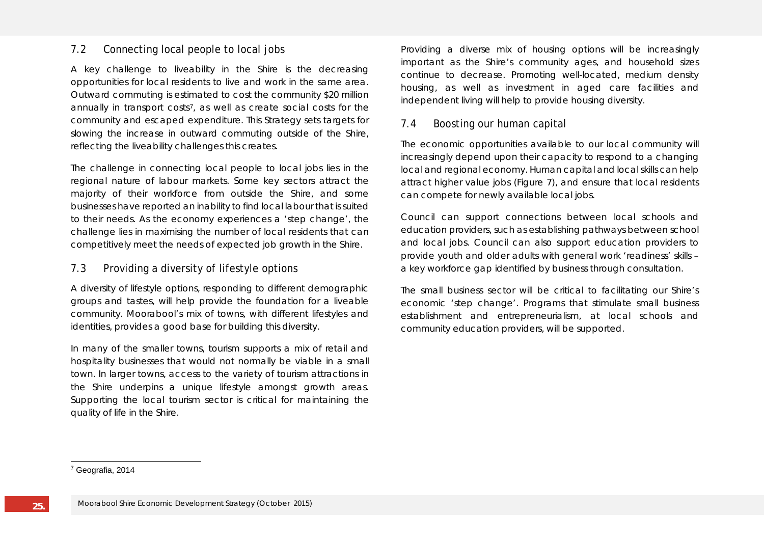## 7.2 Connecting local people to local jobs

A key challenge to liveability in the Shire is the decreasing opportunities for local residents to live and work in the same area. Outward commuting is estimated to cost the community $20 million annually in transport costs[7], as well as create social costs for the community and escaped expenditure. This Strategy sets targets for slowing the increase in outward commuting outside of the Shire, reflecting the liveability challenges this creates.

The challenge in connecting local people to local jobs lies in the regional nature of labour markets. Some key sectors attract the majority of their workforce from outside the Shire, and some businesses have reported an inability to find local labour that is suited to their needs. As the economy experiences a 'step change', the challenge lies in maximising the number of local residents that can competitively meet the needs of expected job growth in the Shire.

## 7.3 Providing a diversity of lifestyle options

A diversity of lifestyle options, responding to different demographic groups and tastes, will help provide the foundation for a liveable community. Moorabool's mix of towns, with different lifestyles and identities, provides a good base for building this diversity.

In many of the smaller towns, tourism supports a mix of retail and hospitality businesses that would not normally be viable in a small town. In larger towns, access to the variety of tourism attractions in the Shire underpins a unique lifestyle amongst growth areas. Supporting the local tourism sector is critical for maintaining the quality of life in the Shire.

Providing a diverse mix of housing options will be increasingly important as the Shire's community ages, and household sizes continue to decrease. Promoting well-located, medium density housing, as well as investment in aged care facilities and independent living will help to provide housing diversity.

## 7.4 Boosting our human capital

The economic opportunities available to our local community will increasingly depend upon their capacity to respond to a changing local and regional economy. Human capital and local skills can help attract higher value jobs (Figure 7), and ensure that local residents can compete for newly available local jobs.

Council can support connections between local schools and education providers, such as establishing pathways between school and local jobs. Council can also support education providers to provide youth and older adults with general work 'readiness' skills – a key workforce gap identified by business through consultation.

The small business sector will be critical to facilitating our Shire's economic 'step change'. Programs that stimulate small business establishment and entrepreneurialism, at local schools and community education providers, will be supported.

[7] Geografia, 2014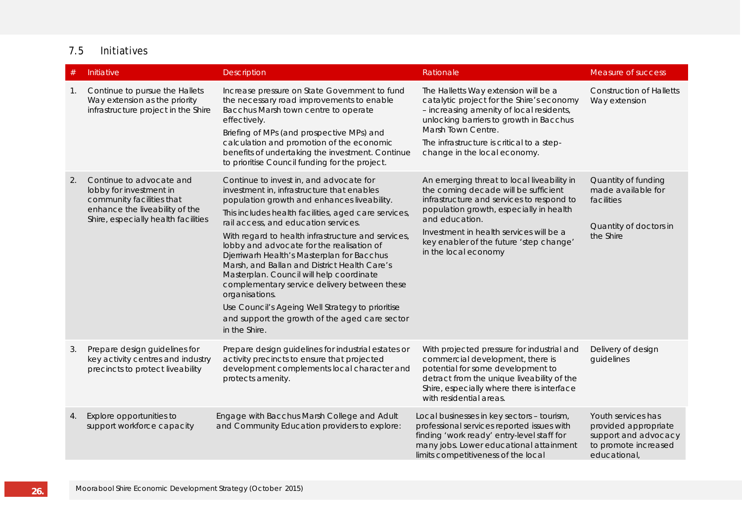## 7.5 Initiatives

| # | Initiative | Description | Rationale | Measure of success |
|---|---|---|---|---|
| 1. | Continue to pursue the Hallets Way extension as the priority infrastructure project in the Shire | Increase pressure on State Government to fund the necessary road improvements to enable Bacchus Marsh town centre to operate effectively.<br>Briefing of MPs (and prospective MPs) and calculation and promotion of the economic benefits of undertaking the investment. Continue to prioritise Council funding for the project. | The Halletts Way extension will be a catalytic project for the Shire's economy – increasing amenity of local residents, unlocking barriers to growth in Bacchus Marsh Town Centre.<br>The infrastructure is critical to a step-change in the local economy. | Construction of Halletts Way extension |
| 2. | Continue to advocate and lobby for investment in community facilities that enhance the liveability of the Shire, especially health facilities | Continue to invest in, and advocate for investment in, infrastructure that enables population growth and enhances liveability.<br>This includes health facilities, aged care services, rail access, and education services.<br>With regard to health infrastructure and services, lobby and advocate for the realisation of Djerriwarh Health's Masterplan for Bacchus Marsh, and Ballan and District Health Care's Masterplan. Council will help coordinate complementary service delivery between these organisations.<br>Use Council's Ageing Well Strategy to prioritise and support the growth of the aged care sector in the Shire. | An emerging threat to local liveability in the coming decade will be sufficient infrastructure and services to respond to population growth, especially in health and education.<br>Investment in health services will be a key enabler of the future 'step change' in the local economy | Quantity of funding made available for facilities<br><br>Quantity of doctors in the Shire |
| 3. | Prepare design guidelines for key activity centres and industry precincts to protect liveability | Prepare design guidelines for industrial estates or activity precincts to ensure that projected development complements local character and protects amenity. | With projected pressure for industrial and commercial development, there is potential for some development to detract from the unique liveability of the Shire, especially where there is interface with residential areas. | Delivery of design guidelines |
| 4. | Explore opportunities to support workforce capacity | Engage with Bacchus Marsh College and Adult and Community Education providers to explore: | Local businesses in key sectors – tourism, professional services reported issues with finding 'work ready' entry-level staff for many jobs. Lower educational attainment limits competitiveness of the local | Youth services has provided appropriate support and advocacy to promote increased educational, |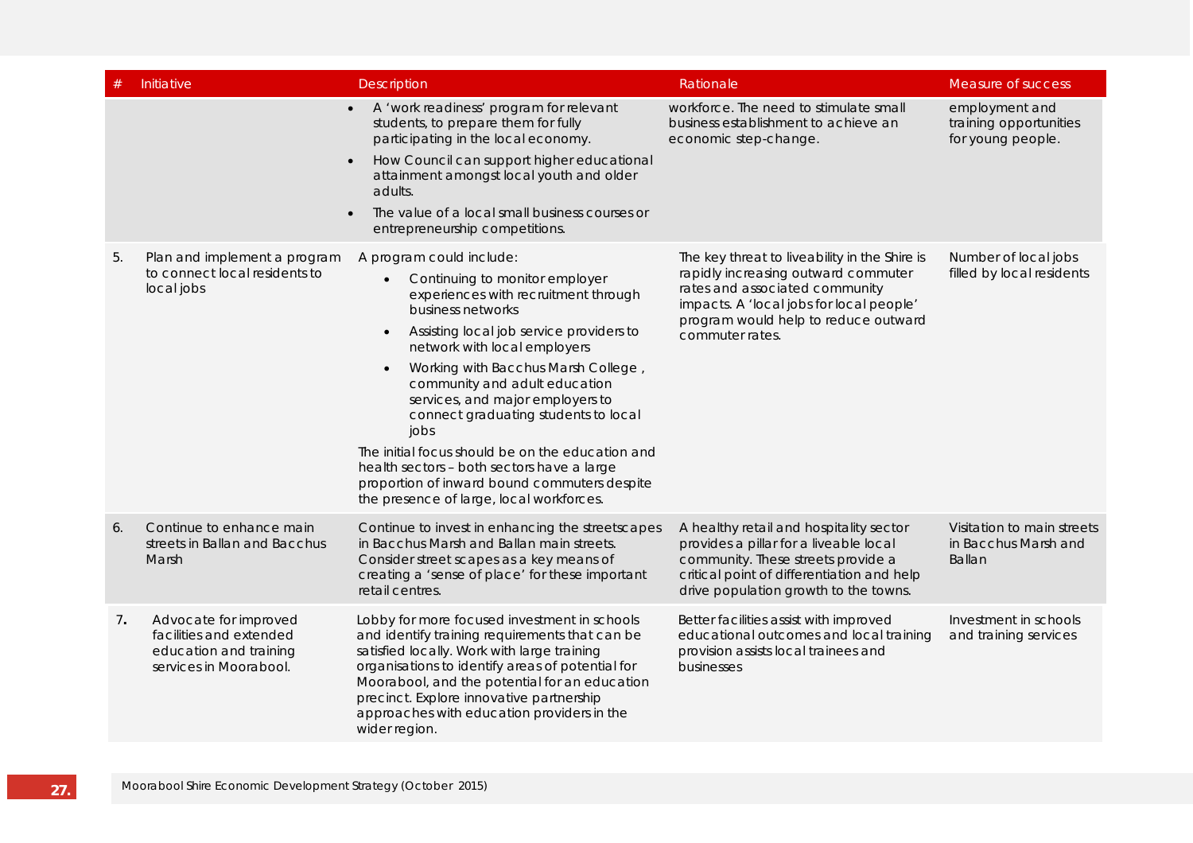| # | Initiative | Description | Rationale | Measure of success |
|---|---|---|---|---|
| | | • A 'work readiness' program for relevant students, to prepare them for fully participating in the local economy.<br>• How Council can support higher educational attainment amongst local youth and older adults.<br>• The value of a local small business courses or entrepreneurship competitions. | workforce. The need to stimulate small business establishment to achieve an economic step-change. | employment and training opportunities for young people. |
| 5. | Plan and implement a program to connect local residents to local jobs | A program could include:<br>• Continuing to monitor employer experiences with recruitment through business networks<br>• Assisting local job service providers to network with local employers<br>• Working with Bacchus Marsh College , community and adult education services, and major employers to connect graduating students to local jobs<br>The initial focus should be on the education and health sectors – both sectors have a large proportion of inward bound commuters despite the presence of large, local workforces. | The key threat to liveability in the Shire is rapidly increasing outward commuter rates and associated community impacts. A 'local jobs for local people' program would help to reduce outward commuter rates. | Number of local jobs filled by local residents |
| 6. | Continue to enhance main streets in Ballan and Bacchus Marsh | Continue to invest in enhancing the streetscapes in Bacchus Marsh and Ballan main streets. Consider street scapes as a key means of creating a 'sense of place' for these important retail centres. | A healthy retail and hospitality sector provides a pillar for a liveable local community. These streets provide a critical point of differentiation and help drive population growth to the towns. | Visitation to main streets in Bacchus Marsh and Ballan |
| 7. | Advocate for improved facilities and extended education and training services in Moorabool. | Lobby for more focused investment in schools and identify training requirements that can be satisfied locally. Work with large training organisations to identify areas of potential for Moorabool, and the potential for an education precinct. Explore innovative partnership approaches with education providers in the wider region. | Better facilities assist with improved educational outcomes and local training provision assists local trainees and businesses | Investment in schools and training services |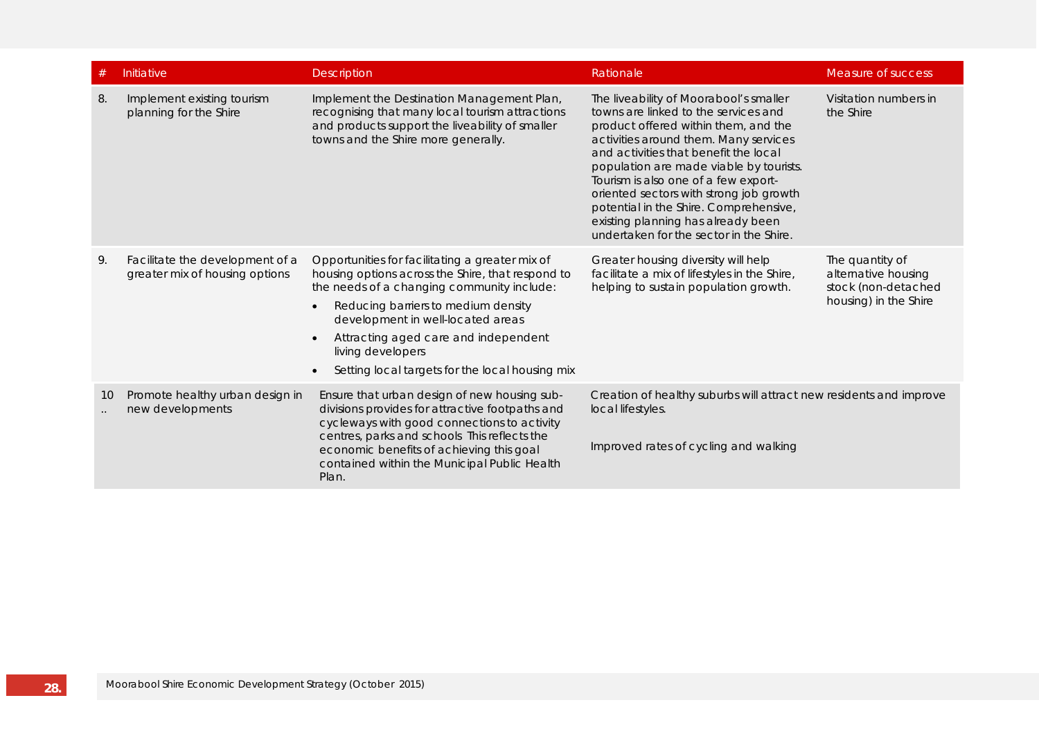| # | Initiative | Description | Rationale | Measure of success |
|---|---|---|---|---|
| 8. | Implement existing tourism planning for the Shire | Implement the Destination Management Plan, recognising that many local tourism attractions and products support the liveability of smaller towns and the Shire more generally. | The liveability of Moorabool's smaller towns are linked to the services and product offered within them, and the activities around them. Many services and activities that benefit the local population are made viable by tourists. Tourism is also one of a few export-oriented sectors with strong job growth potential in the Shire. Comprehensive, existing planning has already been undertaken for the sector in the Shire. | Visitation numbers in the Shire |
| 9. | Facilitate the development of a greater mix of housing options | Opportunities for facilitating a greater mix of housing options across the Shire, that respond to the needs of a changing community include:<br>• Reducing barriers to medium density development in well-located areas<br>• Attracting aged care and independent living developers<br>• Setting local targets for the local housing mix | Greater housing diversity will help facilitate a mix of lifestyles in the Shire, helping to sustain population growth. | The quantity of alternative housing stock (non-detached housing) in the Shire |
| 10.. | Promote healthy urban design in new developments | Ensure that urban design of new housing sub-divisions provides for attractive footpaths and cycleways with good connections to activity centres, parks and schools This reflects the economic benefits of achieving this goal contained within the Municipal Public Health Plan. | Creation of healthy suburbs will attract new residents and improve local lifestyles. | Improved rates of cycling and walking |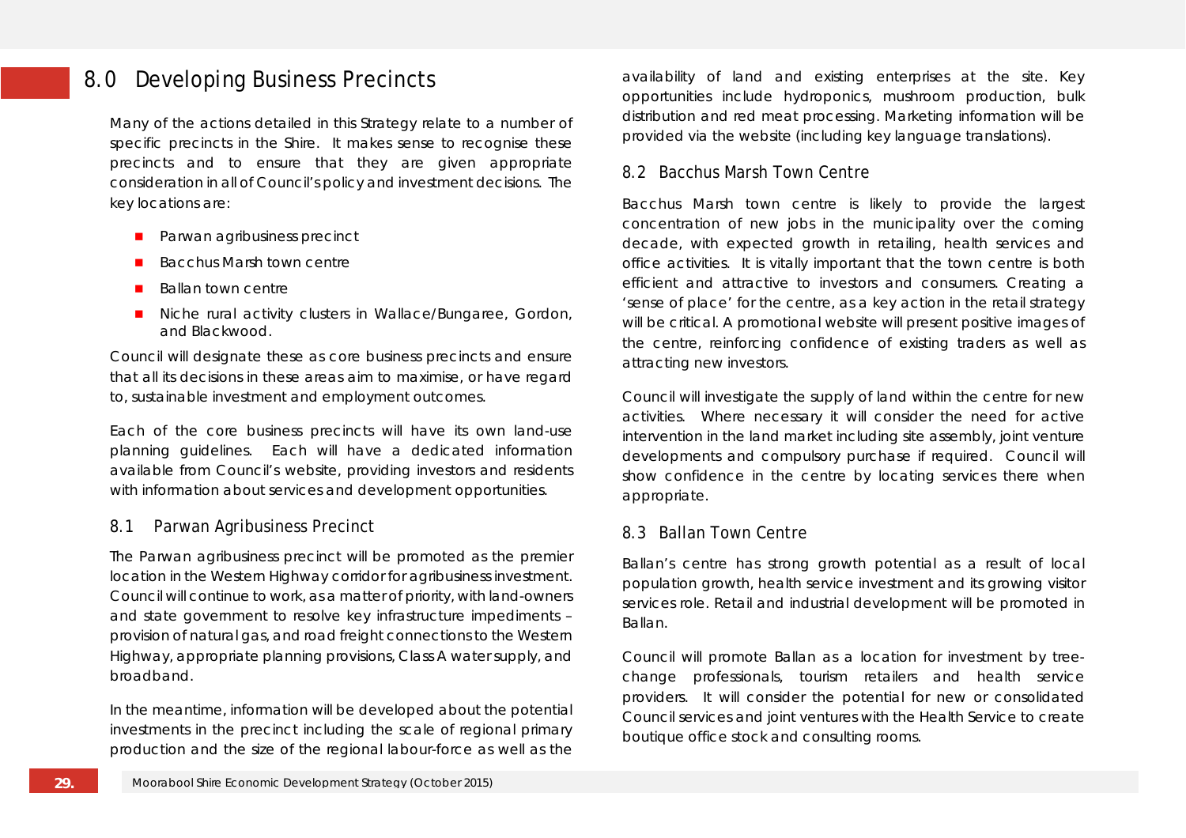# 8.0 Developing Business Precincts

Many of the actions detailed in this Strategy relate to a number of specific precincts in the Shire. It makes sense to recognise these precincts and to ensure that they are given appropriate consideration in all of Council's policy and investment decisions. The key locations are:

- Parwan agribusiness precinct
- Bacchus Marsh town centre
- Ballan town centre
- Niche rural activity clusters in Wallace/Bungaree, Gordon, and Blackwood.

Council will designate these as core business precincts and ensure that all its decisions in these areas aim to maximise, or have regard to, sustainable investment and employment outcomes.

Each of the core business precincts will have its own land-use planning guidelines. Each will have a dedicated information available from Council's website, providing investors and residents with information about services and development opportunities.

## 8.1 Parwan Agribusiness Precinct

The Parwan agribusiness precinct will be promoted as the premier location in the Western Highway corridor for agribusiness investment. Council will continue to work, as a matter of priority, with land-owners and state government to resolve key infrastructure impediments – provision of natural gas, and road freight connections to the Western Highway, appropriate planning provisions, Class A water supply, and broadband.

In the meantime, information will be developed about the potential investments in the precinct including the scale of regional primary production and the size of the regional labour-force as well as the availability of land and existing enterprises at the site. Key opportunities include hydroponics, mushroom production, bulk distribution and red meat processing. Marketing information will be provided via the website (including key language translations).

## 8.2 Bacchus Marsh Town Centre

Bacchus Marsh town centre is likely to provide the largest concentration of new jobs in the municipality over the coming decade, with expected growth in retailing, health services and office activities. It is vitally important that the town centre is both efficient and attractive to investors and consumers. Creating a 'sense of place' for the centre, as a key action in the retail strategy will be critical. A promotional website will present positive images of the centre, reinforcing confidence of existing traders as well as attracting new investors.

Council will investigate the supply of land within the centre for new activities. Where necessary it will consider the need for active intervention in the land market including site assembly, joint venture developments and compulsory purchase if required. Council will show confidence in the centre by locating services there when appropriate.

## 8.3 Ballan Town Centre

Ballan's centre has strong growth potential as a result of local population growth, health service investment and its growing visitor services role. Retail and industrial development will be promoted in Ballan.

Council will promote Ballan as a location for investment by tree-change professionals, tourism retailers and health service providers. It will consider the potential for new or consolidated Council services and joint ventures with the Health Service to create boutique office stock and consulting rooms.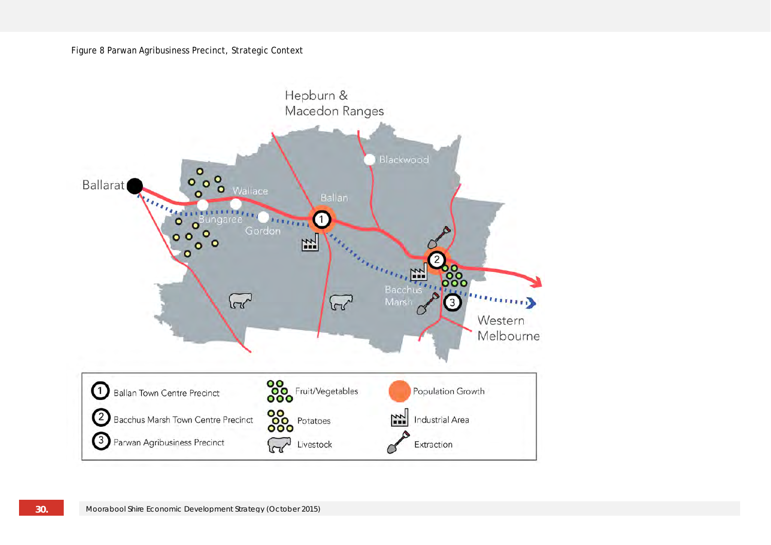Figure 8 Parwan Agribusiness Precinct, Strategic Context

Hepburn & Macedon Ranges

Ballarat

Wallace

Bungaree

Gordon

Ballan

Blackwood

Bacchus Marsh

Western Melbourne

| | | |
|---|---|---|
| 1 Ballan Town Centre Precinct | Fruit/Vegetables | Population Growth |
| 2 Bacchus Marsh Town Centre Precinct | Potatoes | Industrial Area |
| 3 Parwan Agribusiness Precinct | Livestock | Extraction |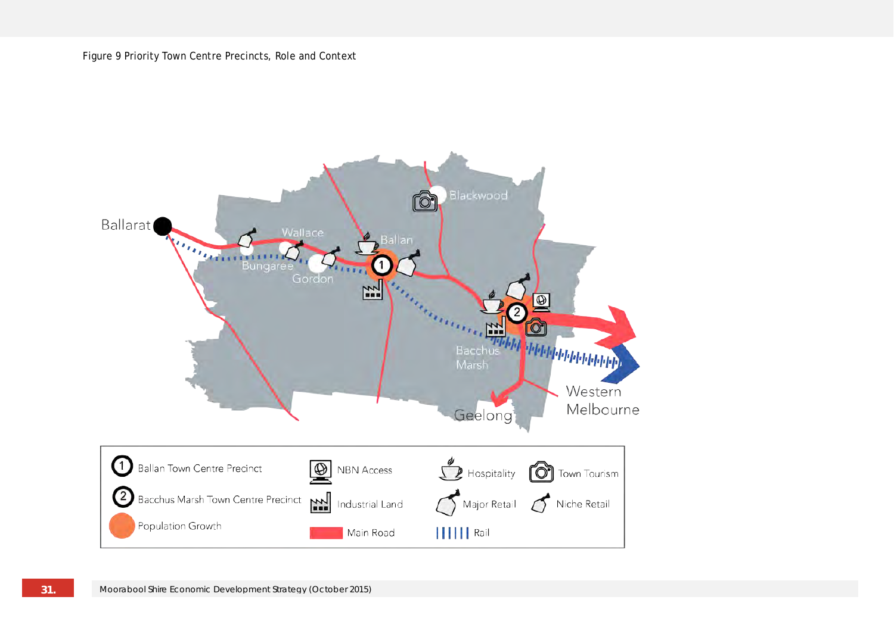Figure 9 Priority Town Centre Precincts, Role and Context

Ballarat

Wallace

Bungaree

Gordon

Ballan

Blackwood

Bacchus Marsh

Geelong

Western Melbourne

1 Ballan Town Centre Precinct

2 Bacchus Marsh Town Centre Precinct

Population Growth

NBN Access

Industrial Land

Main Road

Hospitality

Major Retail

Rail

Town Tourism

Niche Retail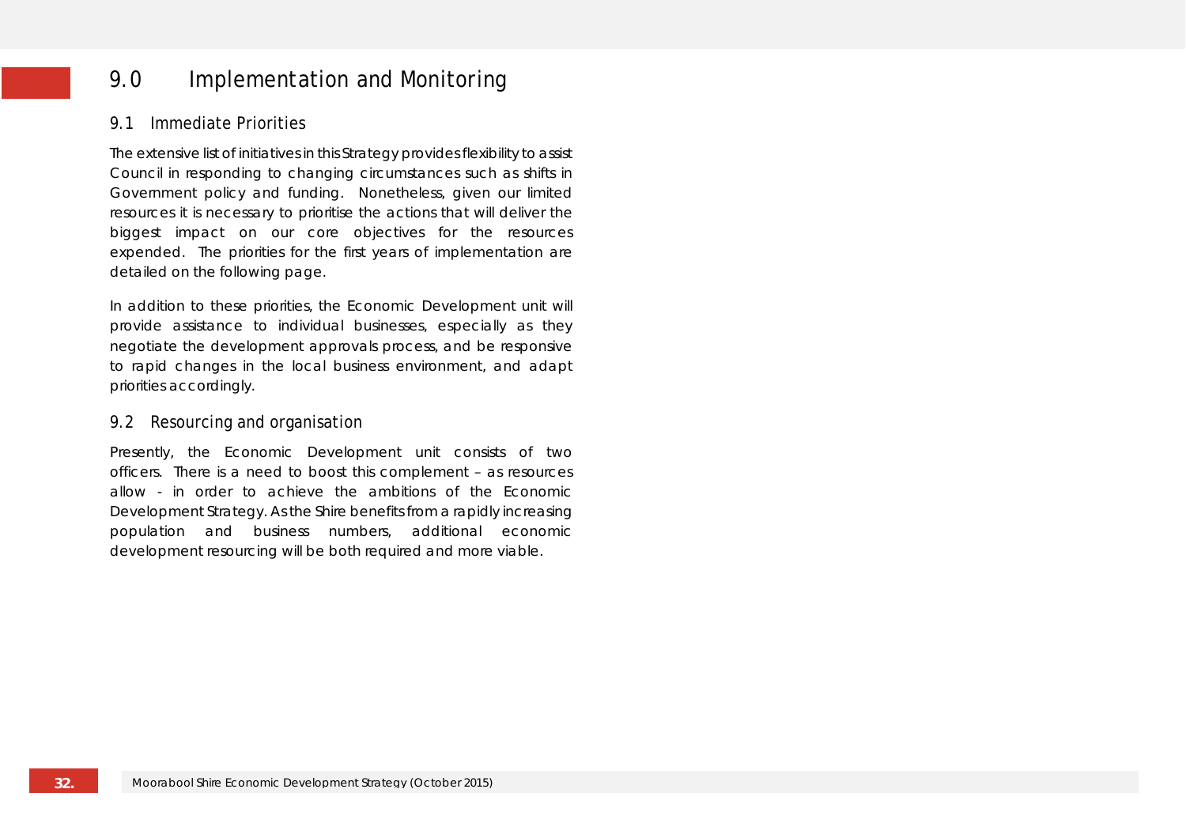# 9.0 Implementation and Monitoring

## 9.1 Immediate Priorities

The extensive list of initiatives in this Strategy provides flexibility to assist Council in responding to changing circumstances such as shifts in Government policy and funding. Nonetheless, given our limited resources it is necessary to prioritise the actions that will deliver the biggest impact on our core objectives for the resources expended. The priorities for the first years of implementation are detailed on the following page.

In addition to these priorities, the Economic Development unit will provide assistance to individual businesses, especially as they negotiate the development approvals process, and be responsive to rapid changes in the local business environment, and adapt priorities accordingly.

## 9.2 Resourcing and organisation

Presently, the Economic Development unit consists of two officers. There is a need to boost this complement – as resources allow - in order to achieve the ambitions of the Economic Development Strategy. As the Shire benefits from a rapidly increasing population and business numbers, additional economic development resourcing will be both required and more viable.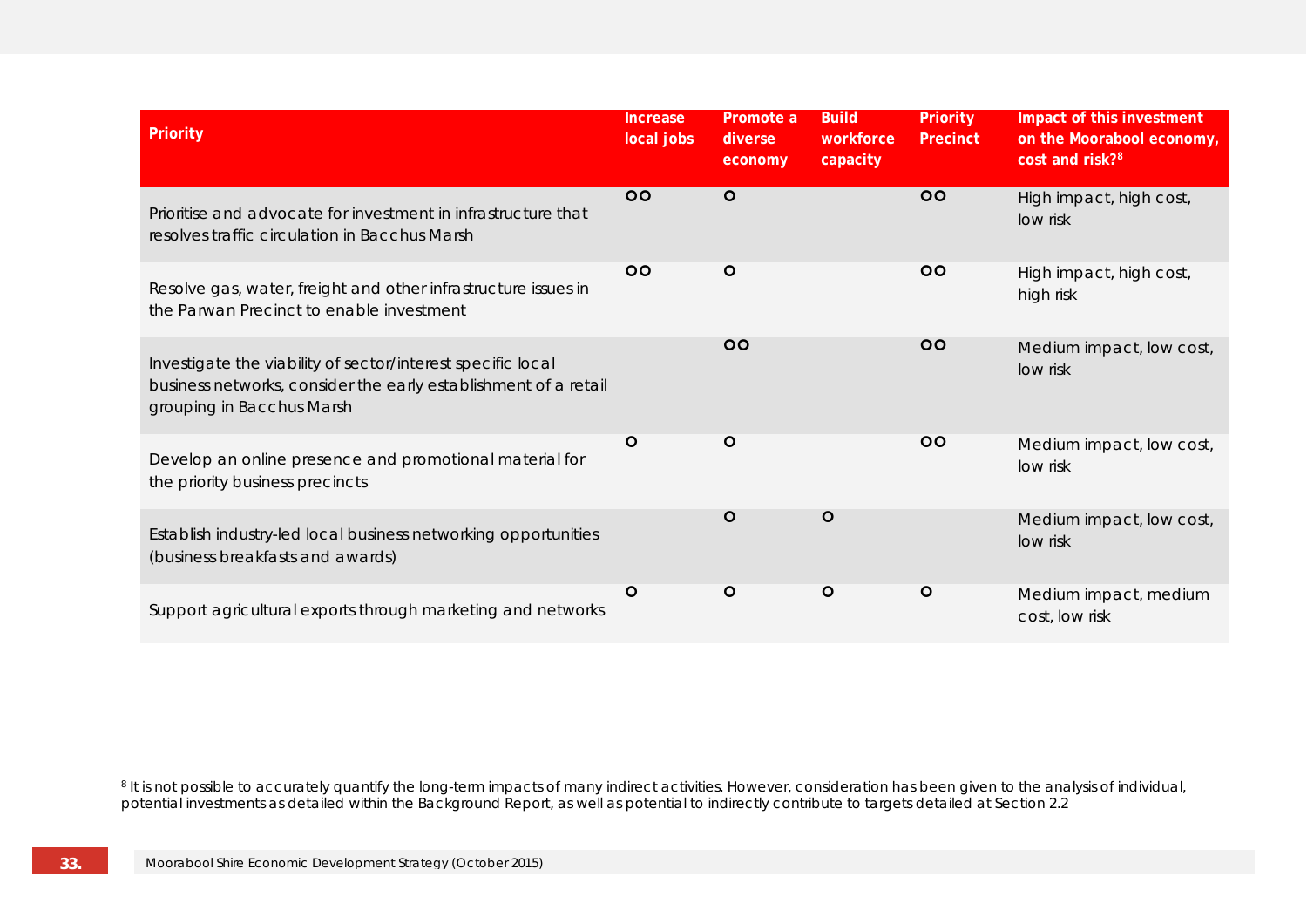| Priority | Increase local jobs | Promote a diverse economy | Build workforce capacity | Priority Precinct | Impact of this investment on the Moorabool economy, cost and risk?[8] |
|---|---|---|---|---|---|
| Prioritise and advocate for investment in infrastructure that resolves traffic circulation in Bacchus Marsh | OO | O | | OO | High impact, high cost, low risk |
| Resolve gas, water, freight and other infrastructure issues in the Parwan Precinct to enable investment | OO | O | | OO | High impact, high cost, high risk |
| Investigate the viability of sector/interest specific local business networks, consider the early establishment of a retail grouping in Bacchus Marsh | | OO | | OO | Medium impact, low cost, low risk |
| Develop an online presence and promotional material for the priority business precincts | O | O | | OO | Medium impact, low cost, low risk |
| Establish industry-led local business networking opportunities (business breakfasts and awards) | | O | O | | Medium impact, low cost, low risk |
| Support agricultural exports through marketing and networks | O | O | O | O | Medium impact, medium cost, low risk |

[8] It is not possible to accurately quantify the long-term impacts of many indirect activities. However, consideration has been given to the analysis of individual, potential investments as detailed within the Background Report, as well as potential to indirectly contribute to targets detailed at Section 2.2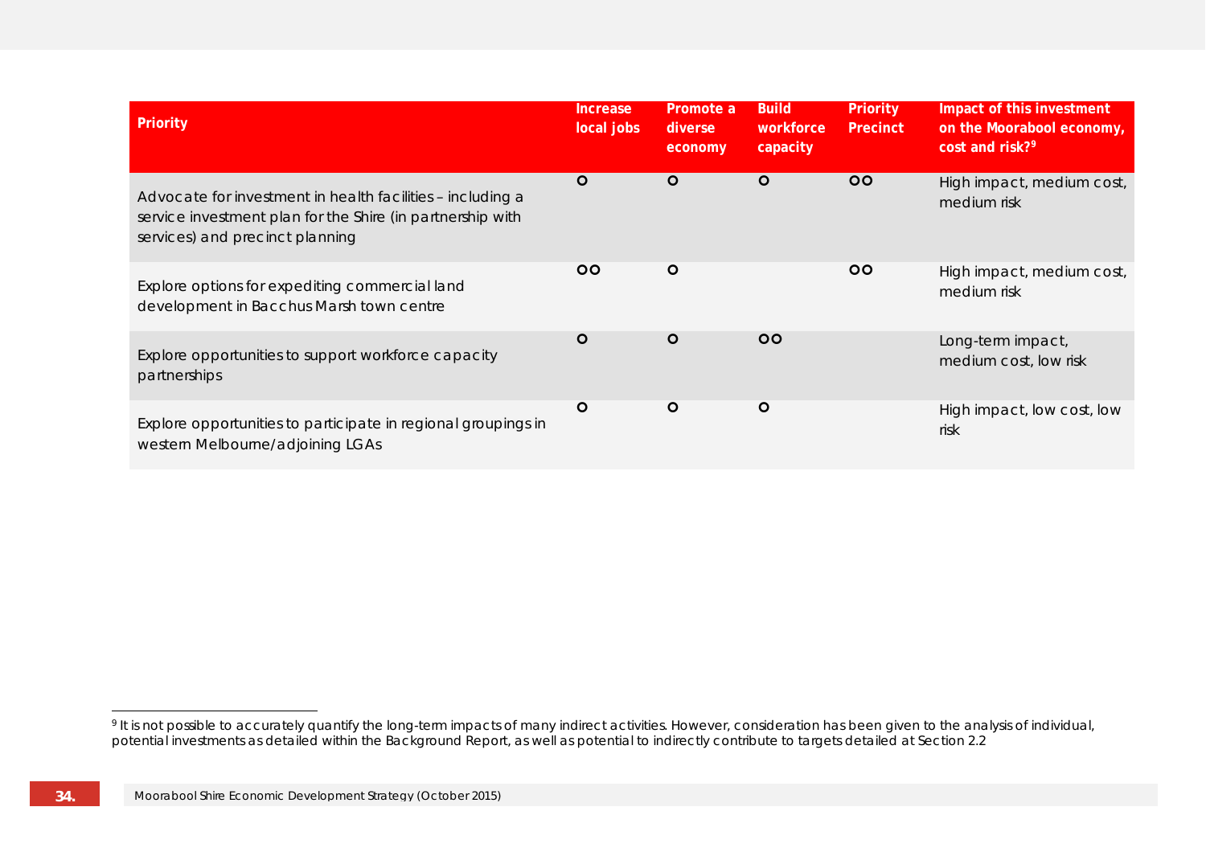| Priority | Increase local jobs | Promote a diverse economy | Build workforce capacity | Priority Precinct | Impact of this investment on the Moorabool economy, cost and risk?[9] |
|---|---|---|---|---|---|
| Advocate for investment in health facilities – including a service investment plan for the Shire (in partnership with services) and precinct planning | O | O | O | OO | High impact, medium cost, medium risk |
| Explore options for expediting commercial land development in Bacchus Marsh town centre | OO | O | | OO | High impact, medium cost, medium risk |
| Explore opportunities to support workforce capacity partnerships | O | O | OO | | Long-term impact, medium cost, low risk |
| Explore opportunities to participate in regional groupings in western Melbourne/adjoining LGAs | O | O | O | | High impact, low cost, low risk |

[9] It is not possible to accurately quantify the long-term impacts of many indirect activities. However, consideration has been given to the analysis of individual, potential investments as detailed within the Background Report, as well as potential to indirectly contribute to targets detailed at Section 2.2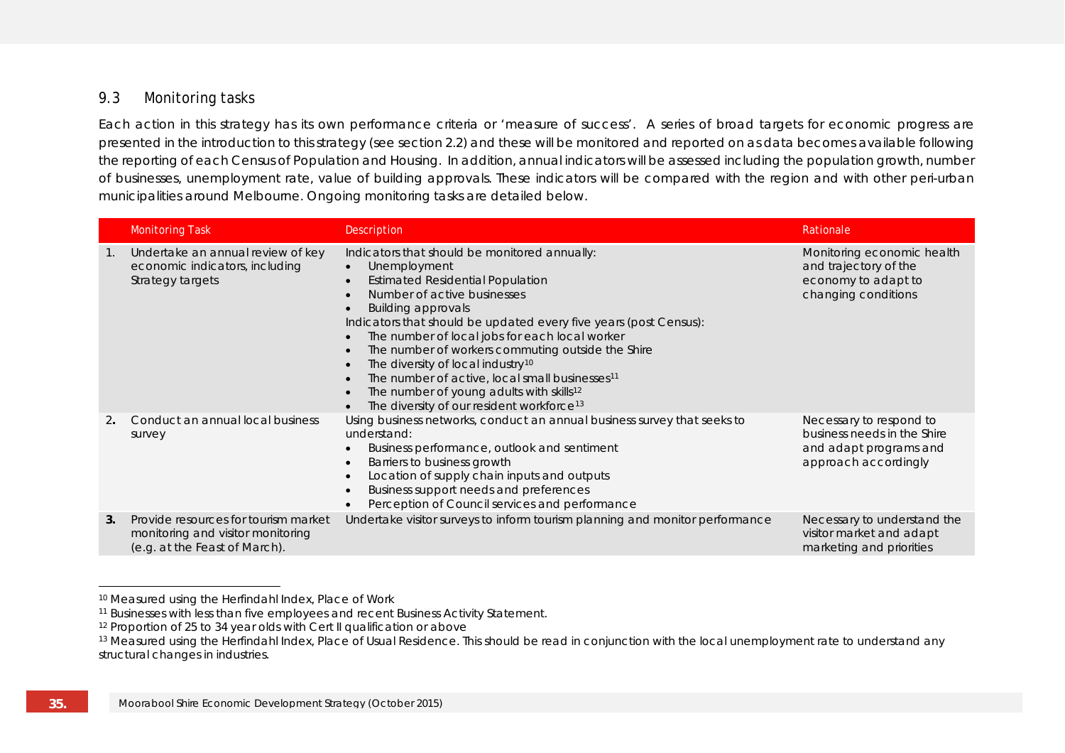## 9.3 Monitoring tasks

Each action in this strategy has its own performance criteria or 'measure of success'. A series of broad targets for economic progress are presented in the introduction to this strategy (see section 2.2) and these will be monitored and reported on as data becomes available following the reporting of each Census of Population and Housing. In addition, annual indicators will be assessed including the population growth, number of businesses, unemployment rate, value of building approvals. These indicators will be compared with the region and with other peri-urban municipalities around Melbourne. Ongoing monitoring tasks are detailed below.

| | Monitoring Task | Description | Rationale |
|---|---|---|---|
| 1. | Undertake an annual review of key economic indicators, including Strategy targets | Indicators that should be monitored annually:<br>• Unemployment<br>• Estimated Residential Population<br>• Number of active businesses<br>• Building approvals<br>Indicators that should be updated every five years (post Census):<br>• The number of local jobs for each local worker<br>• The number of workers commuting outside the Shire<br>• The diversity of local industry[10]<br>• The number of active, local small businesses[11]<br>• The number of young adults with skills[12]<br>• The diversity of our resident workforce[13] | Monitoring economic health and trajectory of the economy to adapt to changing conditions |
| 2. | Conduct an annual local business survey | Using business networks, conduct an annual business survey that seeks to understand:<br>• Business performance, outlook and sentiment<br>• Barriers to business growth<br>• Location of supply chain inputs and outputs<br>• Business support needs and preferences<br>• Perception of Council services and performance | Necessary to respond to business needs in the Shire and adapt programs and approach accordingly |
| 3. | Provide resources for tourism market monitoring and visitor monitoring (e.g. at the Feast of March). | Undertake visitor surveys to inform tourism planning and monitor performance | Necessary to understand the visitor market and adapt marketing and priorities |

[10] Measured using the Herfindahl Index, Place of Work

[11] Businesses with less than five employees and recent Business Activity Statement.

[12] Proportion of 25 to 34 year olds with Cert II qualification or above

[13] Measured using the Herfindahl Index, Place of Usual Residence. This should be read in conjunction with the local unemployment rate to understand any structural changes in industries.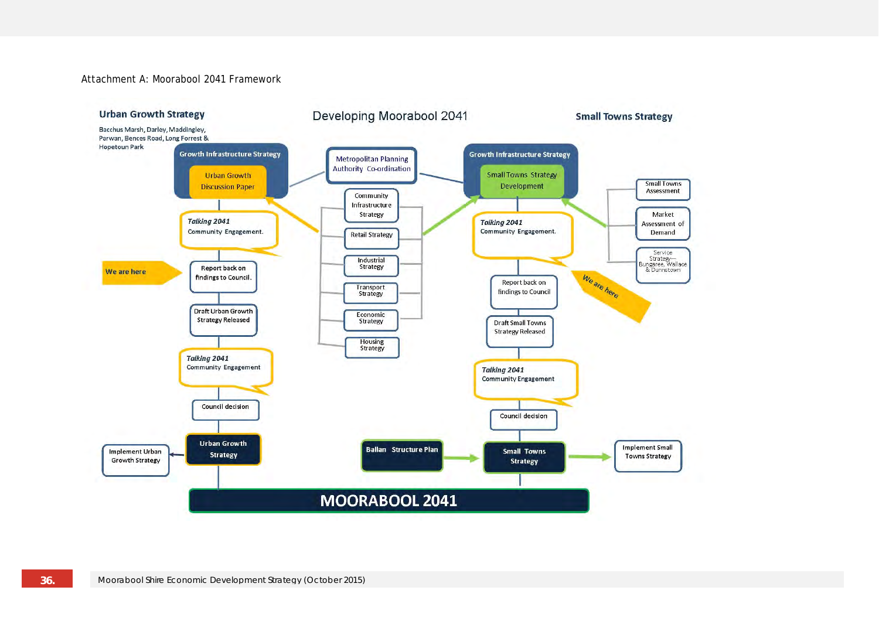Attachment A: Moorabool 2041 Framework

Urban Growth Strategy

Bacchus Marsh, Darley, Maddingley, Parwan, Bences Road, Long Forrest & Hopetoun Park

Developing Moorabool 2041

Small Towns Strategy

Growth Infrastructure Strategy

Urban Growth Discussion Paper

*Talking 2041* Community Engagement.

We are here

Report back on findings to Council.

Draft Urban Growth Strategy Released

*Talking 2041* Community Engagement

Council decision

Urban Growth Strategy

Implement Urban Growth Strategy

Metropolitan Planning Authority Co-ordination

Community Infrastructure Strategy

Retail Strategy

Industrial Strategy

Transport Strategy

Economic Strategy

Housing Strategy

Ballan Structure Plan

Growth Infrastructure Strategy

Small Towns Strategy Development

*Talking 2041* Community Engagement.

We are here

Report back on findings to Council

Draft Small Towns Strategy Released

*Talking 2041* Community Engagement

Council decision

Small Towns Strategy

Implement Small Towns Strategy

Small Towns Assessment

Market Assessment of Demand

Service Strategy— Bungaree, Wallace & Dunnstown

MOORABOOL 2041